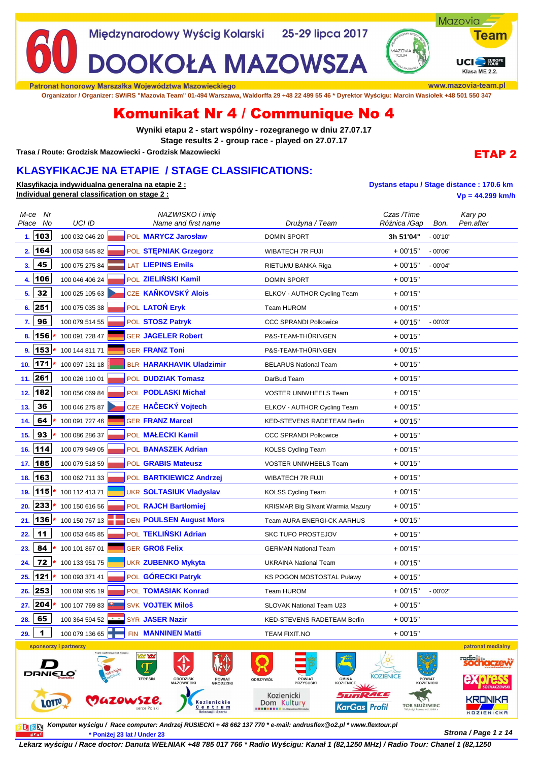# 60 Międzynarodowy Wyścig Kolarski 25-29 lipca 2017

# DOOKOŁA MAZOWSZA

Mazovia Team

UCI EUROPE TOUR Klasa ME 2.2.

Patronat honorowy Marszałka Województwa Mazowieckiego

www.mazovia-team.pl

Organizator / Organizer: SWiRS "Mazovia Team" 01-494 Warszawa, Waldorffa 29 +48 22 499 55 46 * Dyrektor Wyścigu: Marcin Wasiołek +48 501 550 347

# Komunikat Nr 4 / Communique No 4

**Wyniki etapu 2 - start wspólny - rozegranego w dniu 27.07.17**

**Stage results 2 - group race - played on 27.07.17**

**Trasa / Route: Grodzisk Mazowiecki - Grodzisk Mazowiecki**

**ETAP 2**

## KLASYFIKACJE NA ETAPIE / STAGE CLASSIFICATIONS:

**Klasyfikacja indywidualna generalna na etapie 2 :**
**Individual general classification on stage 2 :**

Dystans etapu / Stage distance : 170.6 km
Vp = 44.299 km/h

| M-ce Place | Nr No | UCI ID | NAZWISKO i imię Name and first name | Drużyna / Team | Czas /Time Różnica /Gap | Bon. | Kary po Pen.after |
|---|---|---|---|---|---|---|---|
| 1. | 103 | 100 032 046 20 | POL MARYCZ Jarosław | DOMIN SPORT | 3h 51'04" | - 00'10" | |
| 2. | 164 | 100 053 545 82 | POL STĘPNIAK Grzegorz | WIBATECH 7R FUJI | + 00'15" | - 00'06" | |
| 3. | 45 | 100 075 275 84 | LAT LIEPINS Emils | RIETUMU BANKA Riga | + 00'15" | - 00'04" | |
| 4. | 106 | 100 046 406 24 | POL ZIELIŃSKI Kamil | DOMIN SPORT | + 00'15" | | |
| 5. | 32 | 100 025 105 63 | CZE KAŇKOVSKÝ Alois | ELKOV - AUTHOR Cycling Team | + 00'15" | | |
| 6. | 251 | 100 075 035 38 | POL LATOŃ Eryk | Team HUROM | + 00'15" | | |
| 7. | 96 | 100 079 514 55 | POL STOSZ Patryk | CCC SPRANDI Polkowice | + 00'15" | - 00'03" | |
| 8. | 156 * | 100 091 728 47 | GER JAGELER Robert | P&S-TEAM-THÜRINGEN | + 00'15" | | |
| 9. | 153 * | 100 144 811 71 | GER FRANZ Toni | P&S-TEAM-THÜRINGEN | + 00'15" | | |
| 10. | 171 * | 100 097 131 18 | BLR HARAKHAVIK Uladzimir | BELARUS National Team | + 00'15" | | |
| 11. | 261 | 100 026 110 01 | POL DUDZIAK Tomasz | DarBud Team | + 00'15" | | |
| 12. | 182 | 100 056 069 84 | POL PODLASKI Michał | VOSTER UNIWHEELS Team | + 00'15" | | |
| 13. | 36 | 100 046 275 87 | CZE HAČECKÝ Vojtech | ELKOV - AUTHOR Cycling Team | + 00'15" | | |
| 14. | 64 * | 100 091 727 46 | GER FRANZ Marcel | KED-STEVENS RADETEAM Berlin | + 00'15" | | |
| 15. | 93 * | 100 086 286 37 | POL MAŁECKI Kamil | CCC SPRANDI Polkowice | + 00'15" | | |
| 16. | 114 | 100 079 949 05 | POL BANASZEK Adrian | KOLSS Cycling Team | + 00'15" | | |
| 17. | 185 | 100 079 518 59 | POL GRABIS Mateusz | VOSTER UNIWHEELS Team | + 00'15" | | |
| 18. | 163 | 100 062 711 33 | POL BARTKIEWICZ Andrzej | WIBATECH 7R FUJI | + 00'15" | | |
| 19. | 115 * | 100 112 413 71 | UKR SOLTASIUK Vladyslav | KOLSS Cycling Team | + 00'15" | | |
| 20. | 233 * | 100 150 616 56 | POL RAJCH Bartłomiej | KRISMAR Big Silvant Warmia Mazury | + 00'15" | | |
| 21. | 136 * | 100 150 767 13 | DEN POULSEN August Mors | Team AURA ENERGI-CK AARHUS | + 00'15" | | |
| 22. | 11 | 100 053 645 85 | POL TEKLIŃSKI Adrian | SKC TUFO PROSTEJOV | + 00'15" | | |
| 23. | 84 * | 100 101 867 01 | GER GROß Felix | GERMAN National Team | + 00'15" | | |
| 24. | 72 * | 100 133 951 75 | UKR ZUBENKO Mykyta | UKRAINA National Team | + 00'15" | | |
| 25. | 121 * | 100 093 371 41 | POL GÓRECKI Patryk | KS POGON MOSTOSTAL Puławy | + 00'15" | | |
| 26. | 253 | 100 068 905 19 | POL TOMASIAK Konrad | Team HUROM | + 00'15" | - 00'02" | |
| 27. | 204 * | 100 107 769 83 | SVK VOJTEK Miloš | SLOVAK National Team U23 | + 00'15" | | |
| 28. | 65 | 100 364 594 52 | SYR JASER Nazir | KED-STEVENS RADETEAM Berlin | + 00'15" | | |
| 29. | 1 | 100 079 136 65 | FIN MANNINEN Matti | TEAM FIXIT.NO | + 00'15" | | |

sponsorzy i partnerzy — patronat medialny

Komputer wyścigu / Race computer: Andrzej RUSIECKI + 48 662 137 770 * e-mail: andrusflex@o2.pl * www.flextour.pl

\* Poniżej 23 lat / Under 23

Lekarz wyścigu / Race doctor: Danuta WEŁNIAK +48 785 017 766 * Radio Wyścigu: Kanał 1 (82,1250 MHz) / Radio Tour: Chanel 1 (82,1250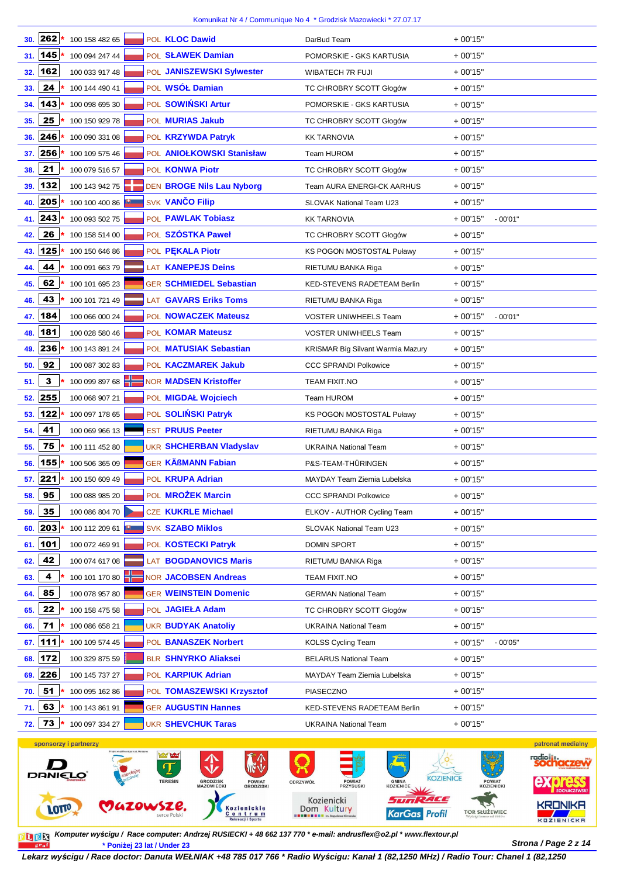Komunikat Nr 4 / Communique No 4 * Grodzisk Mazowiecki * 27.07.17

| Pos. | No. | | UCI ID | Nat. | Name | Team | Time | Bonus |
|---|---|---|---|---|---|---|---|---|
| 30. | 262 | * | 100 158 482 65 | POL | KLOC Dawid | DarBud Team | + 00'15" | |
| 31. | 145 | * | 100 094 247 44 | POL | SŁAWEK Damian | POMORSKIE - GKS KARTUSIA | + 00'15" | |
| 32. | 162 | | 100 033 917 48 | POL | JANISZEWSKI Sylwester | WIBATECH 7R FUJI | + 00'15" | |
| 33. | 24 | * | 100 144 490 41 | POL | WSÓŁ Damian | TC CHROBRY SCOTT Głogów | + 00'15" | |
| 34. | 143 | * | 100 098 695 30 | POL | SOWIŃSKI Artur | POMORSKIE - GKS KARTUSIA | + 00'15" | |
| 35. | 25 | * | 100 150 929 78 | POL | MURIAS Jakub | TC CHROBRY SCOTT Głogów | + 00'15" | |
| 36. | 246 | * | 100 090 331 08 | POL | KRZYWDA Patryk | KK TARNOVIA | + 00'15" | |
| 37. | 256 | * | 100 109 575 46 | POL | ANIOŁKOWSKI Stanisław | Team HUROM | + 00'15" | |
| 38. | 21 | * | 100 079 516 57 | POL | KONWA Piotr | TC CHROBRY SCOTT Głogów | + 00'15" | |
| 39. | 132 | | 100 143 942 75 | DEN | BROGE Nils Lau Nyborg | Team AURA ENERGI-CK AARHUS | + 00'15" | |
| 40. | 205 | * | 100 100 400 86 | SVK | VANČO Filip | SLOVAK National Team U23 | + 00'15" | |
| 41. | 243 | * | 100 093 502 75 | POL | PAWLAK Tobiasz | KK TARNOVIA | + 00'15" | - 00'01" |
| 42. | 26 | * | 100 158 514 00 | POL | SZÓSTKA Paweł | TC CHROBRY SCOTT Głogów | + 00'15" | |
| 43. | 125 | * | 100 150 646 86 | POL | PĘKALA Piotr | KS POGON MOSTOSTAL Puławy | + 00'15" | |
| 44. | 44 | * | 100 091 663 79 | LAT | KANEPEJS Deins | RIETUMU BANKA Riga | + 00'15" | |
| 45. | 62 | * | 100 101 695 23 | GER | SCHMIEDEL Sebastian | KED-STEVENS RADETEAM Berlin | + 00'15" | |
| 46. | 43 | * | 100 101 721 49 | LAT | GAVARS Eriks Toms | RIETUMU BANKA Riga | + 00'15" | |
| 47. | 184 | | 100 066 000 24 | POL | NOWACZEK Mateusz | VOSTER UNIWHEELS Team | + 00'15" | - 00'01" |
| 48. | 181 | | 100 028 580 46 | POL | KOMAR Mateusz | VOSTER UNIWHEELS Team | + 00'15" | |
| 49. | 236 | * | 100 143 891 24 | POL | MATUSIAK Sebastian | KRISMAR Big Silvant Warmia Mazury | + 00'15" | |
| 50. | 92 | | 100 087 302 83 | POL | KACZMAREK Jakub | CCC SPRANDI Polkowice | + 00'15" | |
| 51. | 3 | * | 100 099 897 68 | NOR | MADSEN Kristoffer | TEAM FIXIT.NO | + 00'15" | |
| 52. | 255 | | 100 068 907 21 | POL | MIGDAŁ Wojciech | Team HUROM | + 00'15" | |
| 53. | 122 | * | 100 097 178 65 | POL | SOLIŃSKI Patryk | KS POGON MOSTOSTAL Puławy | + 00'15" | |
| 54. | 41 | | 100 069 966 13 | EST | PRUUS Peeter | RIETUMU BANKA Riga | + 00'15" | |
| 55. | 75 | * | 100 111 452 80 | UKR | SHCHERBAN Vladyslav | UKRAINA National Team | + 00'15" | |
| 56. | 155 | * | 100 506 365 09 | GER | KÄßMANN Fabian | P&S-TEAM-THÜRINGEN | + 00'15" | |
| 57. | 221 | * | 100 150 609 49 | POL | KRUPA Adrian | MAYDAY Team Ziemia Lubelska | + 00'15" | |
| 58. | 95 | | 100 088 985 20 | POL | MROŻEK Marcin | CCC SPRANDI Polkowice | + 00'15" | |
| 59. | 35 | | 100 086 804 70 | CZE | KUKRLE Michael | ELKOV - AUTHOR Cycling Team | + 00'15" | |
| 60. | 203 | * | 100 112 209 61 | SVK | SZABO Miklos | SLOVAK National Team U23 | + 00'15" | |
| 61. | 101 | | 100 072 469 91 | POL | KOSTECKI Patryk | DOMIN SPORT | + 00'15" | |
| 62. | 42 | | 100 074 617 08 | LAT | BOGDANOVICS Maris | RIETUMU BANKA Riga | + 00'15" | |
| 63. | 4 | * | 100 101 170 80 | NOR | JACOBSEN Andreas | TEAM FIXIT.NO | + 00'15" | |
| 64. | 85 | | 100 078 957 80 | GER | WEINSTEIN Domenic | GERMAN National Team | + 00'15" | |
| 65. | 22 | * | 100 158 475 58 | POL | JAGIEŁA Adam | TC CHROBRY SCOTT Głogów | + 00'15" | |
| 66. | 71 | * | 100 086 658 21 | UKR | BUDYAK Anatoliy | UKRAINA National Team | + 00'15" | |
| 67. | 111 | * | 100 109 574 45 | POL | BANASZEK Norbert | KOLSS Cycling Team | + 00'15" | - 00'05" |
| 68. | 172 | | 100 329 875 59 | BLR | SHNYRKO Aliaksei | BELARUS National Team | + 00'15" | |
| 69. | 226 | | 100 145 737 27 | POL | KARPIUK Adrian | MAYDAY Team Ziemia Lubelska | + 00'15" | |
| 70. | 51 | * | 100 095 162 86 | POL | TOMASZEWSKI Krzysztof | PIASECZNO | + 00'15" | |
| 71. | 63 | * | 100 143 861 91 | GER | AUGUSTIN Hannes | KED-STEVENS RADETEAM Berlin | + 00'15" | |
| 72. | 73 | * | 100 097 334 27 | UKR | SHEVCHUK Taras | UKRAINA National Team | + 00'15" | |

sponsorzy i partnerzy — patronat medialny

*Komputer wyścigu / Race computer: Andrzej RUSIECKI + 48 662 137 770 * e-mail: andrusflex@o2.pl * www.flextour.pl*

* Poniżej 23 lat / Under 23

*Lekarz wyścigu / Race doctor: Danuta WEŁNIAK +48 785 017 766 * Radio Wyścigu: Kanał 1 (82,1250 MHz) / Radio Tour: Chanel 1 (82,1250*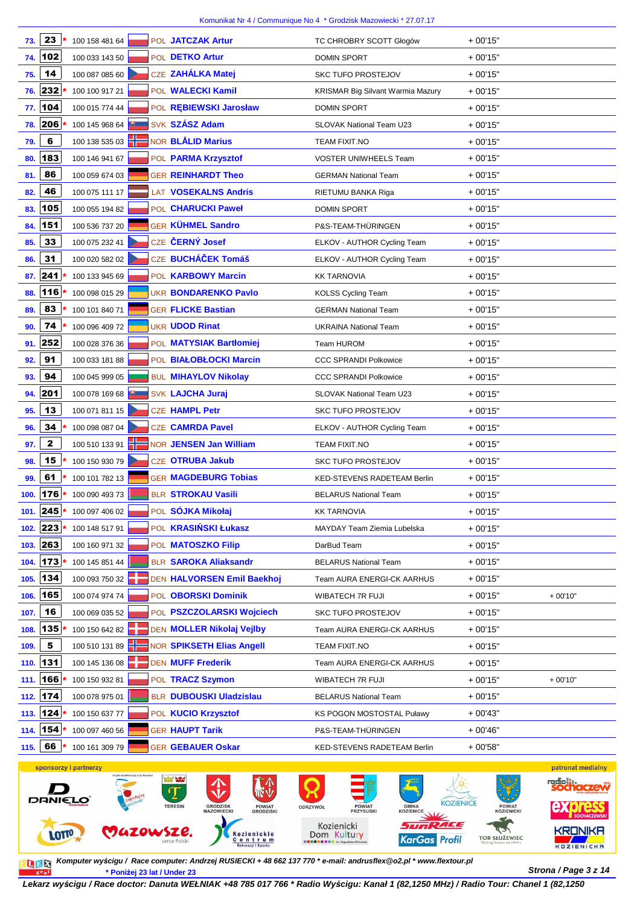Komunikat Nr 4 / Communique No 4 * Grodzisk Mazowiecki * 27.07.17

| Pos. | No. | | UCI ID | Nat. | Name | Team | Time | Bonus |
|---|---|---|---|---|---|---|---|---|
| 73. | 23 | * | 100 158 481 64 | POL | JATCZAK Artur | TC CHROBRY SCOTT Głogów | + 00'15" | |
| 74. | 102 | | 100 033 143 50 | POL | DETKO Artur | DOMIN SPORT | + 00'15" | |
| 75. | 14 | | 100 087 085 60 | CZE | ZAHÁLKA Matej | SKC TUFO PROSTEJOV | + 00'15" | |
| 76. | 232 | * | 100 100 917 21 | POL | WALECKI Kamil | KRISMAR Big Silvant Warmia Mazury | + 00'15" | |
| 77. | 104 | | 100 015 774 44 | POL | RĘBIEWSKI Jarosław | DOMIN SPORT | + 00'15" | |
| 78. | 206 | * | 100 145 968 64 | SVK | SZÁSZ Adam | SLOVAK National Team U23 | + 00'15" | |
| 79. | 6 | | 100 138 535 03 | NOR | BLÅLID Marius | TEAM FIXIT.NO | + 00'15" | |
| 80. | 183 | | 100 146 941 67 | POL | PARMA Krzysztof | VOSTER UNIWHEELS Team | + 00'15" | |
| 81. | 86 | | 100 059 674 03 | GER | REINHARDT Theo | GERMAN National Team | + 00'15" | |
| 82. | 46 | | 100 075 111 17 | LAT | VOSEKALNS Andris | RIETUMU BANKA Riga | + 00'15" | |
| 83. | 105 | | 100 055 194 82 | POL | CHARUCKI Paweł | DOMIN SPORT | + 00'15" | |
| 84. | 151 | | 100 536 737 20 | GER | KÜHMEL Sandro | P&S-TEAM-THÜRINGEN | + 00'15" | |
| 85. | 33 | | 100 075 232 41 | CZE | ČERNÝ Josef | ELKOV - AUTHOR Cycling Team | + 00'15" | |
| 86. | 31 | | 100 020 582 02 | CZE | BUCHÁČEK Tomáš | ELKOV - AUTHOR Cycling Team | + 00'15" | |
| 87. | 241 | * | 100 133 945 69 | POL | KARBOWY Marcin | KK TARNOVIA | + 00'15" | |
| 88. | 116 | * | 100 098 015 29 | UKR | BONDARENKO Pavlo | KOLSS Cycling Team | + 00'15" | |
| 89. | 83 | * | 100 101 840 71 | GER | FLICKE Bastian | GERMAN National Team | + 00'15" | |
| 90. | 74 | * | 100 096 409 72 | UKR | UDOD Rinat | UKRAINA National Team | + 00'15" | |
| 91. | 252 | | 100 028 376 36 | POL | MATYSIAK Bartłomiej | Team HUROM | + 00'15" | |
| 92. | 91 | | 100 033 181 88 | POL | BIAŁOBŁOCKI Marcin | CCC SPRANDI Polkowice | + 00'15" | |
| 93. | 94 | | 100 045 999 05 | BUL | MIHAYLOV Nikolay | CCC SPRANDI Polkowice | + 00'15" | |
| 94. | 201 | | 100 078 169 68 | SVK | LAJCHA Juraj | SLOVAK National Team U23 | + 00'15" | |
| 95. | 13 | | 100 071 811 15 | CZE | HAMPL Petr | SKC TUFO PROSTEJOV | + 00'15" | |
| 96. | 34 | * | 100 098 087 04 | CZE | CAMRDA Pavel | ELKOV - AUTHOR Cycling Team | + 00'15" | |
| 97. | 2 | | 100 510 133 91 | NOR | JENSEN Jan William | TEAM FIXIT.NO | + 00'15" | |
| 98. | 15 | * | 100 150 930 79 | CZE | OTRUBA Jakub | SKC TUFO PROSTEJOV | + 00'15" | |
| 99. | 61 | * | 100 101 782 13 | GER | MAGDEBURG Tobias | KED-STEVENS RADETEAM Berlin | + 00'15" | |
| 100. | 176 | * | 100 090 493 73 | BLR | STROKAU Vasili | BELARUS National Team | + 00'15" | |
| 101. | 245 | * | 100 097 406 02 | POL | SÓJKA Mikołaj | KK TARNOVIA | + 00'15" | |
| 102. | 223 | * | 100 148 517 91 | POL | KRASIŃSKI Łukasz | MAYDAY Team Ziemia Lubelska | + 00'15" | |
| 103. | 263 | | 100 160 971 32 | POL | MATOSZKO Filip | DarBud Team | + 00'15" | |
| 104. | 173 | * | 100 145 851 44 | BLR | SAROKA Aliaksandr | BELARUS National Team | + 00'15" | |
| 105. | 134 | | 100 093 750 32 | DEN | HALVORSEN Emil Baekhoj | Team AURA ENERGI-CK AARHUS | + 00'15" | |
| 106. | 165 | | 100 074 974 74 | POL | OBORSKI Dominik | WIBATECH 7R FUJI | + 00'15" | + 00'10" |
| 107. | 16 | | 100 069 035 52 | POL | PSZCZOLARSKI Wojciech | SKC TUFO PROSTEJOV | + 00'15" | |
| 108. | 135 | * | 100 150 642 82 | DEN | MOLLER Nikolaj Vejlby | Team AURA ENERGI-CK AARHUS | + 00'15" | |
| 109. | 5 | | 100 510 131 89 | NOR | SPIKSETH Elias Angell | TEAM FIXIT.NO | + 00'15" | |
| 110. | 131 | | 100 145 136 08 | DEN | MUFF Frederik | Team AURA ENERGI-CK AARHUS | + 00'15" | |
| 111. | 166 | * | 100 150 932 81 | POL | TRACZ Szymon | WIBATECH 7R FUJI | + 00'15" | + 00'10" |
| 112. | 174 | | 100 078 975 01 | BLR | DUBOUSKI Uladzislau | BELARUS National Team | + 00'15" | |
| 113. | 124 | * | 100 150 637 77 | POL | KUCIO Krzysztof | KS POGON MOSTOSTAL Puławy | + 00'43" | |
| 114. | 154 | * | 100 097 460 56 | GER | HAUPT Tarik | P&S-TEAM-THÜRINGEN | + 00'46" | |
| 115. | 66 | * | 100 161 309 79 | GER | GEBAUER Oskar | KED-STEVENS RADETEAM Berlin | + 00'58" | |

sponsorzy i partnerzy — patronat medialny

*Komputer wyścigu / Race computer: Andrzej RUSIECKI + 48 662 137 770 * e-mail: andrusflex@o2.pl * www.flextour.pl*

* Poniżej 23 lat / Under 23

**Lekarz wyścigu / Race doctor: Danuta WEŁNIAK +48 785 017 766 * Radio Wyścigu: Kanał 1 (82,1250 MHz) / Radio Tour: Chanel 1 (82,1250**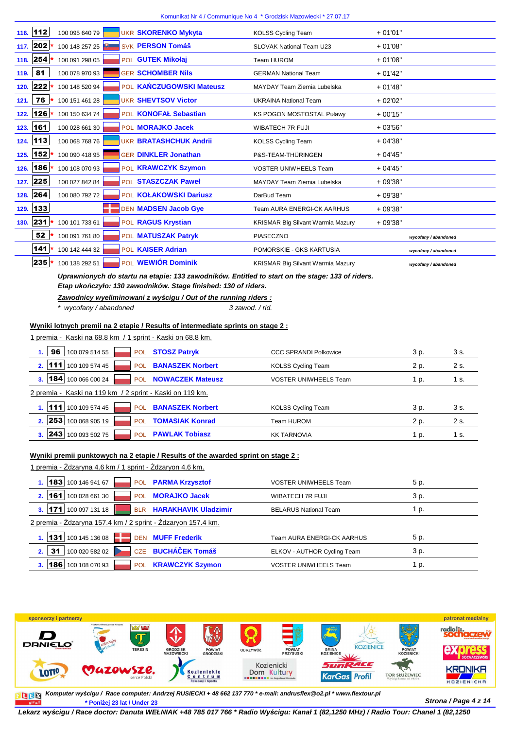Komunikat Nr 4 / Communique No 4 * Grodzisk Mazowiecki * 27.07.17

| | | | | | |
|---|---|---|---|---|---|
| 116. | 112 | 100 095 640 79 | UKR **SKORENKO Mykyta** | KOLSS Cycling Team | + 01'01" |
| 117. | 202 * | 100 148 257 25 | SVK **PERSON Tomáš** | SLOVAK National Team U23 | + 01'08" |
| 118. | 254 * | 100 091 298 05 | POL **GUTEK Mikołaj** | Team HUROM | + 01'08" |
| 119. | 81 | 100 078 970 93 | GER **SCHOMBER Nils** | GERMAN National Team | + 01'42" |
| 120. | 222 * | 100 148 520 94 | POL **KAŃCZUGOWSKI Mateusz** | MAYDAY Team Ziemia Lubelska | + 01'48" |
| 121. | 76 * | 100 151 461 28 | UKR **SHEVTSOV Victor** | UKRAINA National Team | + 02'02" |
| 122. | 126 * | 100 150 634 74 | POL **KONOFAŁ Sebastian** | KS POGON MOSTOSTAL Puławy | + 00'15" |
| 123. | 161 | 100 028 661 30 | POL **MORAJKO Jacek** | WIBATECH 7R FUJI | + 03'56" |
| 124. | 113 | 100 068 768 76 | UKR **BRATASHCHUK Andrii** | KOLSS Cycling Team | + 04'38" |
| 125. | 152 * | 100 090 418 95 | GER **DINKLER Jonathan** | P&S-TEAM-THÜRINGEN | + 04'45" |
| 126. | 186 * | 100 108 070 93 | POL **KRAWCZYK Szymon** | VOSTER UNIWHEELS Team | + 04'45" |
| 127. | 225 | 100 027 842 84 | POL **STASZCZAK Paweł** | MAYDAY Team Ziemia Lubelska | + 09'38" |
| 128. | 264 | 100 080 792 72 | POL **KOŁAKOWSKI Dariusz** | DarBud Team | + 09'38" |
| 129. | 133 | | DEN **MADSEN Jacob Gye** | Team AURA ENERGI-CK AARHUS | + 09'38" |
| 130. | 231 * | 100 101 733 61 | POL **RAGUS Krystian** | KRISMAR Big Silvant Warmia Mazury | + 09'38" |
| | 52 | 100 091 761 80 | POL **MATUSZAK Patryk** | PIASECZNO | *wycofany / abandoned* |
| | 141 * | 100 142 444 32 | POL **KAISER Adrian** | POMORSKIE - GKS KARTUSIA | *wycofany / abandoned* |
| | 235 * | 100 138 292 51 | POL **WEWIÓR Dominik** | KRISMAR Big Silvant Warmia Mazury | *wycofany / abandoned* |

***Uprawnionych do startu na etapie: 133 zawodników. Entitled to start on the stage: 133 of riders.***
***Etap ukończyło: 130 zawodników. Stage finished: 130 of riders.***

***Zawodnicy wyeliminowani z wyścigu / Out of the running riders :***

* *wycofany / abandoned* — *3 zawod. / rid.*

**Wyniki lotnych premii na 2 etapie / Results of intermediate sprints on stage 2 :**

1 premia - Kaski na 68.8 km / 1 sprint - Kaski on 68.8 km.

| | | | | | | |
|---|---|---|---|---|---|---|
| 1. | 96 | 100 079 514 55 | POL **STOSZ Patryk** | CCC SPRANDI Polkowice | 3 p. | 3 s. |
| 2. | 111 | 100 109 574 45 | POL **BANASZEK Norbert** | KOLSS Cycling Team | 2 p. | 2 s. |
| 3. | 184 | 100 066 000 24 | POL **NOWACZEK Mateusz** | VOSTER UNIWHEELS Team | 1 p. | 1 s. |

2 premia - Kaski na 119 km / 2 sprint - Kaski on 119 km.

| | | | | | | |
|---|---|---|---|---|---|---|
| 1. | 111 | 100 109 574 45 | POL **BANASZEK Norbert** | KOLSS Cycling Team | 3 p. | 3 s. |
| 2. | 253 | 100 068 905 19 | POL **TOMASIAK Konrad** | Team HUROM | 2 p. | 2 s. |
| 3. | 243 | 100 093 502 75 | POL **PAWLAK Tobiasz** | KK TARNOVIA | 1 p. | 1 s. |

**Wyniki premii punktowych na 2 etapie / Results of the awarded sprint on stage 2 :**

1 premia - Żdżaryna 4.6 km / 1 sprint - Żdżaryon 4.6 km.

| | | | | | |
|---|---|---|---|---|---|
| 1. | 183 | 100 146 941 67 | POL **PARMA Krzysztof** | VOSTER UNIWHEELS Team | 5 p. |
| 2. | 161 | 100 028 661 30 | POL **MORAJKO Jacek** | WIBATECH 7R FUJI | 3 p. |
| 3. | 171 | 100 097 131 18 | BLR **HARAKHAVIK Uladzimir** | BELARUS National Team | 1 p. |

2 premia - Żdżaryna 157.4 km / 2 sprint - Żdżaryon 157.4 km.

| | | | | | |
|---|---|---|---|---|---|
| 1. | 131 | 100 145 136 08 | DEN **MUFF Frederik** | Team AURA ENERGI-CK AARHUS | 5 p. |
| 2. | 31 | 100 020 582 02 | CZE **BUCHÁČEK Tomáš** | ELKOV - AUTHOR Cycling Team | 3 p. |
| 3. | 186 | 100 108 070 93 | POL **KRAWCZYK Szymon** | VOSTER UNIWHEELS Team | 1 p. |

sponsorzy i partnerzy — patronat medialny

*Komputer wyścigu / Race computer: Andrzej RUSIECKI + 48 662 137 770 * e-mail: andrusflex@o2.pl * www.flextour.pl*
** Poniżej 23 lat / Under 23*

*Lekarz wyścigu / Race doctor: Danuta WEŁNIAK +48 785 017 766 * Radio Wyścigu: Kanał 1 (82,1250 MHz) / Radio Tour: Chanel 1 (82,1250*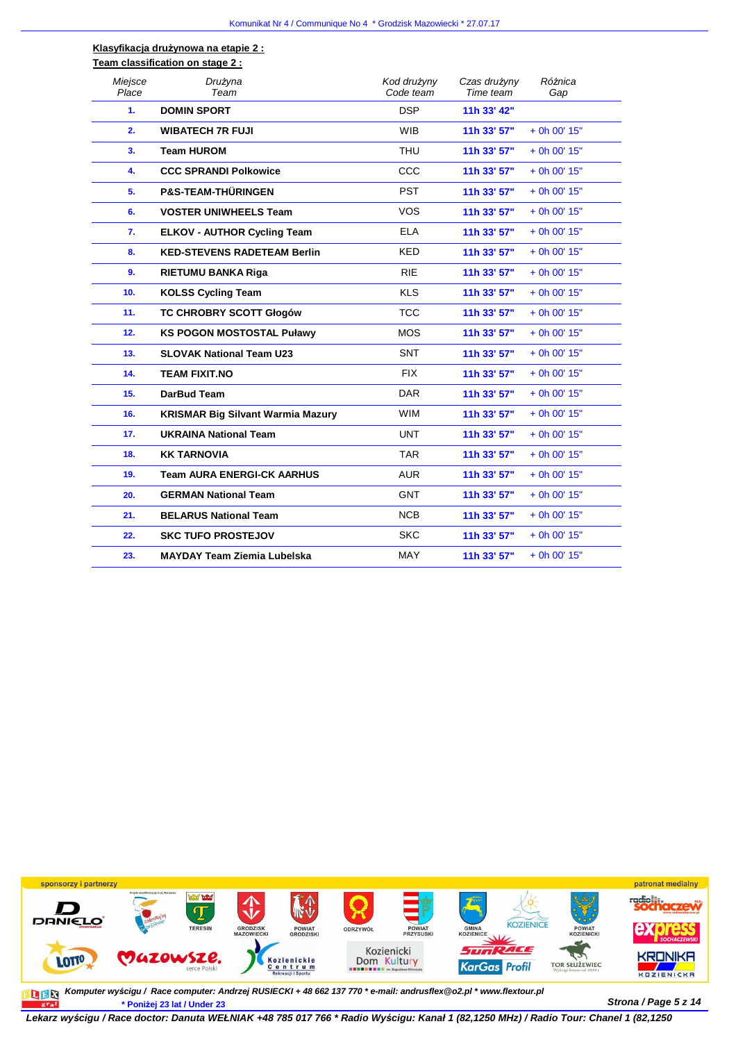**Klasyfikacja drużynowa na etapie 2 :**
**Team classification on stage 2 :**

| Miejsce Place | Drużyna Team | Kod drużyny Code team | Czas drużyny Time team | Różnica Gap |
|---|---|---|---|---|
| 1. | DOMIN SPORT | DSP | 11h 33' 42" | |
| 2. | WIBATECH 7R FUJI | WIB | 11h 33' 57" | + 0h 00' 15" |
| 3. | Team HUROM | THU | 11h 33' 57" | + 0h 00' 15" |
| 4. | CCC SPRANDI Polkowice | CCC | 11h 33' 57" | + 0h 00' 15" |
| 5. | P&S-TEAM-THÜRINGEN | PST | 11h 33' 57" | + 0h 00' 15" |
| 6. | VOSTER UNIWHEELS Team | VOS | 11h 33' 57" | + 0h 00' 15" |
| 7. | ELKOV - AUTHOR Cycling Team | ELA | 11h 33' 57" | + 0h 00' 15" |
| 8. | KED-STEVENS RADETEAM Berlin | KED | 11h 33' 57" | + 0h 00' 15" |
| 9. | RIETUMU BANKA Riga | RIE | 11h 33' 57" | + 0h 00' 15" |
| 10. | KOLSS Cycling Team | KLS | 11h 33' 57" | + 0h 00' 15" |
| 11. | TC CHROBRY SCOTT Głogów | TCC | 11h 33' 57" | + 0h 00' 15" |
| 12. | KS POGON MOSTOSTAL Puławy | MOS | 11h 33' 57" | + 0h 00' 15" |
| 13. | SLOVAK National Team U23 | SNT | 11h 33' 57" | + 0h 00' 15" |
| 14. | TEAM FIXIT.NO | FIX | 11h 33' 57" | + 0h 00' 15" |
| 15. | DarBud Team | DAR | 11h 33' 57" | + 0h 00' 15" |
| 16. | KRISMAR Big Silvant Warmia Mazury | WIM | 11h 33' 57" | + 0h 00' 15" |
| 17. | UKRAINA National Team | UNT | 11h 33' 57" | + 0h 00' 15" |
| 18. | KK TARNOVIA | TAR | 11h 33' 57" | + 0h 00' 15" |
| 19. | Team AURA ENERGI-CK AARHUS | AUR | 11h 33' 57" | + 0h 00' 15" |
| 20. | GERMAN National Team | GNT | 11h 33' 57" | + 0h 00' 15" |
| 21. | BELARUS National Team | NCB | 11h 33' 57" | + 0h 00' 15" |
| 22. | SKC TUFO PROSTEJOV | SKC | 11h 33' 57" | + 0h 00' 15" |
| 23. | MAYDAY Team Ziemia Lubelska | MAY | 11h 33' 57" | + 0h 00' 15" |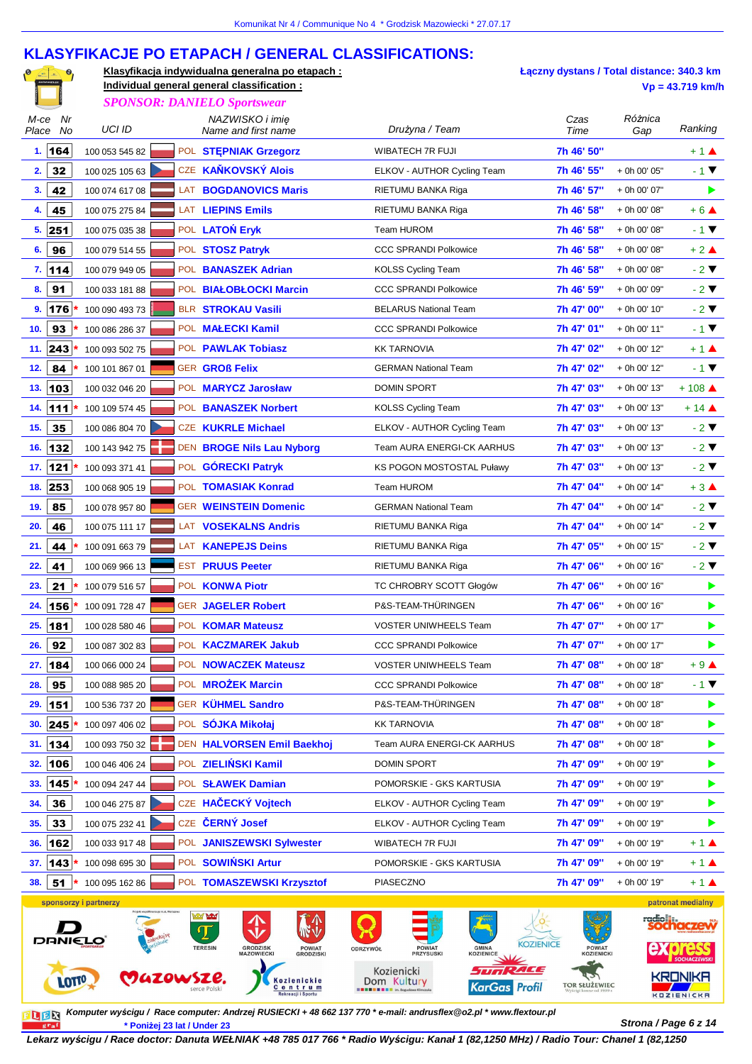Komunikat Nr 4 / Communique No 4 * Grodzisk Mazowiecki * 27.07.17

# KLASYFIKACJE PO ETAPACH / GENERAL CLASSIFICATIONS:

**Klasyfikacja indywidualna generalna po etapach :**
**Individual general general classification :**

*SPONSOR: DANIELO Sportswear*

**Łączny dystans / Total distance: 340.3 km**
**Vp = 43.719 km/h**

| M-ce Place | Nr No | UCI ID | | NAZWISKO i imię Name and first name | Drużyna / Team | Czas Time | Różnica Gap | Ranking |
|---|---|---|---|---|---|---|---|---|
| 1. | 164 | | 100 053 545 82 | POL **STĘPNIAK Grzegorz** | WIBATECH 7R FUJI | 7h 46' 50" | | + 1 ▲ |
| 2. | 32 | | 100 025 105 63 | CZE **KAŇKOVSKÝ Alois** | ELKOV - AUTHOR Cycling Team | 7h 46' 55" | + 0h 00' 05" | - 1 ▼ |
| 3. | 42 | | 100 074 617 08 | LAT **BOGDANOVICS Maris** | RIETUMU BANKA Riga | 7h 46' 57" | + 0h 00' 07" | ▶ |
| 4. | 45 | | 100 075 275 84 | LAT **LIEPINS Emils** | RIETUMU BANKA Riga | 7h 46' 58" | + 0h 00' 08" | + 6 ▲ |
| 5. | 251 | | 100 075 035 38 | POL **LATOŃ Eryk** | Team HUROM | 7h 46' 58" | + 0h 00' 08" | - 1 ▼ |
| 6. | 96 | | 100 079 514 55 | POL **STOSZ Patryk** | CCC SPRANDI Polkowice | 7h 46' 58" | + 0h 00' 08" | + 2 ▲ |
| 7. | 114 | | 100 079 949 05 | POL **BANASZEK Adrian** | KOLSS Cycling Team | 7h 46' 58" | + 0h 00' 08" | - 2 ▼ |
| 8. | 91 | | 100 033 181 88 | POL **BIAŁOBŁOCKI Marcin** | CCC SPRANDI Polkowice | 7h 46' 59" | + 0h 00' 09" | - 2 ▼ |
| 9. | 176 | * | 100 090 493 73 | BLR **STROKAU Vasili** | BELARUS National Team | 7h 47' 00" | + 0h 00' 10" | - 2 ▼ |
| 10. | 93 | * | 100 086 286 37 | POL **MAŁECKI Kamil** | CCC SPRANDI Polkowice | 7h 47' 01" | + 0h 00' 11" | - 1 ▼ |
| 11. | 243 | * | 100 093 502 75 | POL **PAWLAK Tobiasz** | KK TARNOVIA | 7h 47' 02" | + 0h 00' 12" | + 1 ▲ |
| 12. | 84 | | 100 101 867 01 | GER **GROß Felix** | GERMAN National Team | 7h 47' 02" | + 0h 00' 12" | - 1 ▼ |
| 13. | 103 | | 100 032 046 20 | POL **MARYCZ Jarosław** | DOMIN SPORT | 7h 47' 03" | + 0h 00' 13" | + 108 ▲ |
| 14. | 111 | * | 100 109 574 45 | POL **BANASZEK Norbert** | KOLSS Cycling Team | 7h 47' 03" | + 0h 00' 13" | + 14 ▲ |
| 15. | 35 | | 100 086 804 70 | CZE **KUKRLE Michael** | ELKOV - AUTHOR Cycling Team | 7h 47' 03" | + 0h 00' 13" | - 2 ▼ |
| 16. | 132 | | 100 143 942 75 | DEN **BROGE Nils Lau Nyborg** | Team AURA ENERGI-CK AARHUS | 7h 47' 03" | + 0h 00' 13" | - 2 ▼ |
| 17. | 121 | * | 100 093 371 41 | POL **GÓRECKI Patryk** | KS POGON MOSTOSTAL Puławy | 7h 47' 03" | + 0h 00' 13" | - 2 ▼ |
| 18. | 253 | | 100 068 905 19 | POL **TOMASIAK Konrad** | Team HUROM | 7h 47' 04" | + 0h 00' 14" | + 3 ▲ |
| 19. | 85 | | 100 078 957 80 | GER **WEINSTEIN Domenic** | GERMAN National Team | 7h 47' 04" | + 0h 00' 14" | - 2 ▼ |
| 20. | 46 | | 100 075 111 17 | LAT **VOSEKALNS Andris** | RIETUMU BANKA Riga | 7h 47' 04" | + 0h 00' 14" | - 2 ▼ |
| 21. | 44 | * | 100 091 663 79 | LAT **KANEPEJS Deins** | RIETUMU BANKA Riga | 7h 47' 05" | + 0h 00' 15" | - 2 ▼ |
| 22. | 41 | | 100 069 966 13 | EST **PRUUS Peeter** | RIETUMU BANKA Riga | 7h 47' 06" | + 0h 00' 16" | - 2 ▼ |
| 23. | 21 | * | 100 079 516 57 | POL **KONWA Piotr** | TC CHROBRY SCOTT Głogów | 7h 47' 06" | + 0h 00' 16" | ▶ |
| 24. | 156 | * | 100 091 728 47 | GER **JAGELER Robert** | P&S-TEAM-THÜRINGEN | 7h 47' 06" | + 0h 00' 16" | ▶ |
| 25. | 181 | | 100 028 580 46 | POL **KOMAR Mateusz** | VOSTER UNIWHEELS Team | 7h 47' 07" | + 0h 00' 17" | ▶ |
| 26. | 92 | | 100 087 302 83 | POL **KACZMAREK Jakub** | CCC SPRANDI Polkowice | 7h 47' 07" | + 0h 00' 17" | ▶ |
| 27. | 184 | | 100 066 000 24 | POL **NOWACZEK Mateusz** | VOSTER UNIWHEELS Team | 7h 47' 08" | + 0h 00' 18" | + 9 ▲ |
| 28. | 95 | | 100 088 985 20 | POL **MROŻEK Marcin** | CCC SPRANDI Polkowice | 7h 47' 08" | + 0h 00' 18" | - 1 ▼ |
| 29. | 151 | | 100 536 737 20 | GER **KÜHMEL Sandro** | P&S-TEAM-THÜRINGEN | 7h 47' 08" | + 0h 00' 18" | ▶ |
| 30. | 245 | * | 100 097 406 02 | POL **SÓJKA Mikołaj** | KK TARNOVIA | 7h 47' 08" | + 0h 00' 18" | ▶ |
| 31. | 134 | | 100 093 750 32 | DEN **HALVORSEN Emil Baekhoj** | Team AURA ENERGI-CK AARHUS | 7h 47' 08" | + 0h 00' 18" | ▶ |
| 32. | 106 | | 100 046 406 24 | POL **ZIELIŃSKI Kamil** | DOMIN SPORT | 7h 47' 09" | + 0h 00' 19" | ▶ |
| 33. | 145 | * | 100 094 247 44 | POL **SŁAWEK Damian** | POMORSKIE - GKS KARTUSIA | 7h 47' 09" | + 0h 00' 19" | ▶ |
| 34. | 36 | | 100 046 275 87 | CZE **HAČECKÝ Vojtech** | ELKOV - AUTHOR Cycling Team | 7h 47' 09" | + 0h 00' 19" | ▶ |
| 35. | 33 | | 100 075 232 41 | CZE **ČERNÝ Josef** | ELKOV - AUTHOR Cycling Team | 7h 47' 09" | + 0h 00' 19" | ▶ |
| 36. | 162 | | 100 033 917 48 | POL **JANISZEWSKI Sylwester** | WIBATECH 7R FUJI | 7h 47' 09" | + 0h 00' 19" | + 1 ▲ |
| 37. | 143 | * | 100 098 695 30 | POL **SOWIŃSKI Artur** | POMORSKIE - GKS KARTUSIA | 7h 47' 09" | + 0h 00' 19" | + 1 ▲ |
| 38. | 51 | * | 100 095 162 86 | POL **TOMASZEWSKI Krzysztof** | PIASECZNO | 7h 47' 09" | + 0h 00' 19" | + 1 ▲ |

sponsorzy i partnerzy — patronat medialny

*Komputer wyścigu / Race computer: Andrzej RUSIECKI + 48 662 137 770 * e-mail: andrusflex@o2.pl * www.flextour.pl*
*** Poniżej 23 lat / Under 23**

**Lekarz wyścigu / Race doctor: Danuta WEŁNIAK +48 785 017 766 * Radio Wyścigu: Kanał 1 (82,1250 MHz) / Radio Tour: Chanel 1 (82,1250**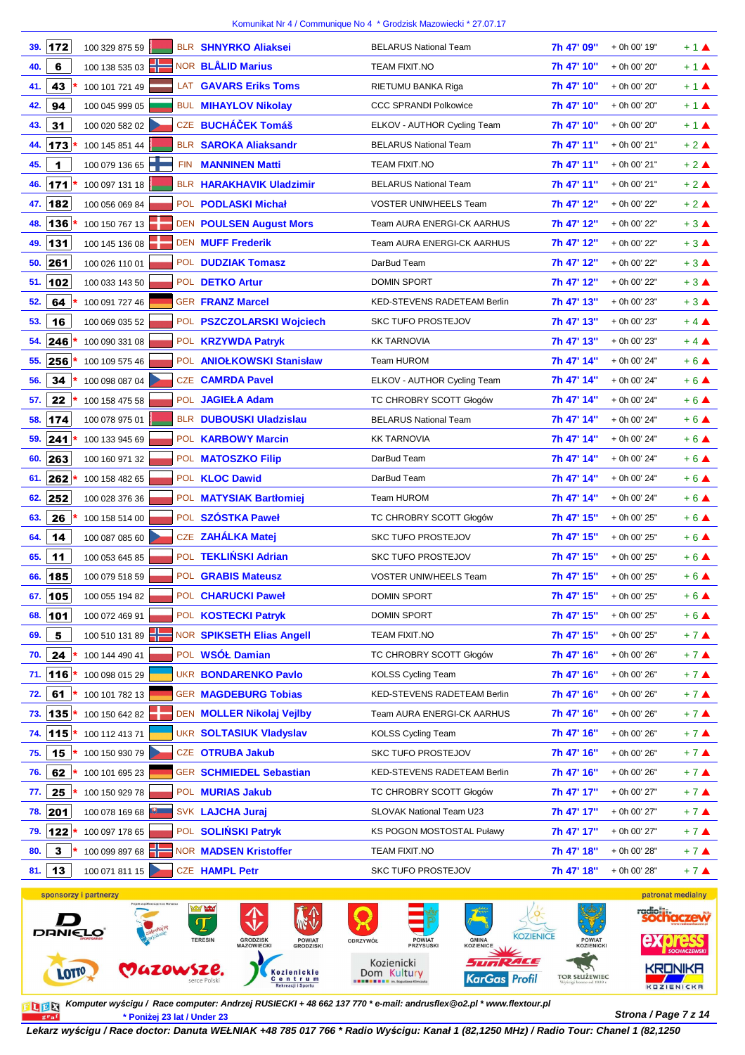Komunikat Nr 4 / Communique No 4 * Grodzisk Mazowiecki * 27.07.17

| Pos. | No. | | UCI ID | Nat. | Name | Team | Time | Gap | +/- |
|---|---|---|---|---|---|---|---|---|---|
| 39. | 172 | | 100 329 875 59 | BLR | SHNYRKO Aliaksei | BELARUS National Team | 7h 47' 09" | + 0h 00' 19" | + 1 ▲ |
| 40. | 6 | | 100 138 535 03 | NOR | BLÅLID Marius | TEAM FIXIT.NO | 7h 47' 10" | + 0h 00' 20" | + 1 ▲ |
| 41. | 43 | * | 100 101 721 49 | LAT | GAVARS Eriks Toms | RIETUMU BANKA Riga | 7h 47' 10" | + 0h 00' 20" | + 1 ▲ |
| 42. | 94 | | 100 045 999 05 | BUL | MIHAYLOV Nikolay | CCC SPRANDI Polkowice | 7h 47' 10" | + 0h 00' 20" | + 1 ▲ |
| 43. | 31 | | 100 020 582 02 | CZE | BUCHÁČEK Tomáš | ELKOV - AUTHOR Cycling Team | 7h 47' 10" | + 0h 00' 20" | + 1 ▲ |
| 44. | 173 | * | 100 145 851 44 | BLR | SAROKA Aliaksandr | BELARUS National Team | 7h 47' 11" | + 0h 00' 21" | + 2 ▲ |
| 45. | 1 | | 100 079 136 65 | FIN | MANNINEN Matti | TEAM FIXIT.NO | 7h 47' 11" | + 0h 00' 21" | + 2 ▲ |
| 46. | 171 | * | 100 097 131 18 | BLR | HARAKHAVIK Uladzimir | BELARUS National Team | 7h 47' 11" | + 0h 00' 21" | + 2 ▲ |
| 47. | 182 | | 100 056 069 84 | POL | PODLASKI Michał | VOSTER UNIWHEELS Team | 7h 47' 12" | + 0h 00' 22" | + 2 ▲ |
| 48. | 136 | * | 100 150 767 13 | DEN | POULSEN August Mors | Team AURA ENERGI-CK AARHUS | 7h 47' 12" | + 0h 00' 22" | + 3 ▲ |
| 49. | 131 | | 100 145 136 08 | DEN | MUFF Frederik | Team AURA ENERGI-CK AARHUS | 7h 47' 12" | + 0h 00' 22" | + 3 ▲ |
| 50. | 261 | | 100 026 110 01 | POL | DUDZIAK Tomasz | DarBud Team | 7h 47' 12" | + 0h 00' 22" | + 3 ▲ |
| 51. | 102 | | 100 033 143 50 | POL | DETKO Artur | DOMIN SPORT | 7h 47' 12" | + 0h 00' 22" | + 3 ▲ |
| 52. | 64 | * | 100 091 727 46 | GER | FRANZ Marcel | KED-STEVENS RADETEAM Berlin | 7h 47' 13" | + 0h 00' 23" | + 3 ▲ |
| 53. | 16 | | 100 069 035 52 | POL | PSZCZOLARSKI Wojciech | SKC TUFO PROSTEJOV | 7h 47' 13" | + 0h 00' 23" | + 4 ▲ |
| 54. | 246 | * | 100 090 331 08 | POL | KRZYWDA Patryk | KK TARNOVIA | 7h 47' 13" | + 0h 00' 23" | + 4 ▲ |
| 55. | 256 | * | 100 109 575 46 | POL | ANIOŁKOWSKI Stanisław | Team HUROM | 7h 47' 14" | + 0h 00' 24" | + 6 ▲ |
| 56. | 34 | * | 100 098 087 04 | CZE | CAMRDA Pavel | ELKOV - AUTHOR Cycling Team | 7h 47' 14" | + 0h 00' 24" | + 6 ▲ |
| 57. | 22 | * | 100 158 475 58 | POL | JAGIEŁA Adam | TC CHROBRY SCOTT Głogów | 7h 47' 14" | + 0h 00' 24" | + 6 ▲ |
| 58. | 174 | | 100 078 975 01 | BLR | DUBOUSKI Uladzislau | BELARUS National Team | 7h 47' 14" | + 0h 00' 24" | + 6 ▲ |
| 59. | 241 | * | 100 133 945 69 | POL | KARBOWY Marcin | KK TARNOVIA | 7h 47' 14" | + 0h 00' 24" | + 6 ▲ |
| 60. | 263 | | 100 160 971 32 | POL | MATOSZKO Filip | DarBud Team | 7h 47' 14" | + 0h 00' 24" | + 6 ▲ |
| 61. | 262 | * | 100 158 482 65 | POL | KLOC Dawid | DarBud Team | 7h 47' 14" | + 0h 00' 24" | + 6 ▲ |
| 62. | 252 | | 100 028 376 36 | POL | MATYSIAK Bartłomiej | Team HUROM | 7h 47' 14" | + 0h 00' 24" | + 6 ▲ |
| 63. | 26 | * | 100 158 514 00 | POL | SZÓSTKA Paweł | TC CHROBRY SCOTT Głogów | 7h 47' 15" | + 0h 00' 25" | + 6 ▲ |
| 64. | 14 | | 100 087 085 60 | CZE | ZAHÁLKA Matej | SKC TUFO PROSTEJOV | 7h 47' 15" | + 0h 00' 25" | + 6 ▲ |
| 65. | 11 | | 100 053 645 85 | POL | TEKLIŃSKI Adrian | SKC TUFO PROSTEJOV | 7h 47' 15" | + 0h 00' 25" | + 6 ▲ |
| 66. | 185 | | 100 079 518 59 | POL | GRABIS Mateusz | VOSTER UNIWHEELS Team | 7h 47' 15" | + 0h 00' 25" | + 6 ▲ |
| 67. | 105 | | 100 055 194 82 | POL | CHARUCKI Paweł | DOMIN SPORT | 7h 47' 15" | + 0h 00' 25" | + 6 ▲ |
| 68. | 101 | | 100 072 469 91 | POL | KOSTECKI Patryk | DOMIN SPORT | 7h 47' 15" | + 0h 00' 25" | + 6 ▲ |
| 69. | 5 | | 100 510 131 89 | NOR | SPIKSETH Elias Angell | TEAM FIXIT.NO | 7h 47' 15" | + 0h 00' 25" | + 7 ▲ |
| 70. | 24 | * | 100 144 490 41 | POL | WSÓŁ Damian | TC CHROBRY SCOTT Głogów | 7h 47' 16" | + 0h 00' 26" | + 7 ▲ |
| 71. | 116 | * | 100 098 015 29 | UKR | BONDARENKO Pavlo | KOLSS Cycling Team | 7h 47' 16" | + 0h 00' 26" | + 7 ▲ |
| 72. | 61 | | 100 101 782 13 | GER | MAGDEBURG Tobias | KED-STEVENS RADETEAM Berlin | 7h 47' 16" | + 0h 00' 26" | + 7 ▲ |
| 73. | 135 | * | 100 150 642 82 | DEN | MOLLER Nikolaj Vejlby | Team AURA ENERGI-CK AARHUS | 7h 47' 16" | + 0h 00' 26" | + 7 ▲ |
| 74. | 115 | * | 100 112 413 71 | UKR | SOLTASIUK Vladyslav | KOLSS Cycling Team | 7h 47' 16" | + 0h 00' 26" | + 7 ▲ |
| 75. | 15 | * | 100 150 930 79 | CZE | OTRUBA Jakub | SKC TUFO PROSTEJOV | 7h 47' 16" | + 0h 00' 26" | + 7 ▲ |
| 76. | 62 | | 100 101 695 23 | GER | SCHMIEDEL Sebastian | KED-STEVENS RADETEAM Berlin | 7h 47' 16" | + 0h 00' 26" | + 7 ▲ |
| 77. | 25 | * | 100 150 929 78 | POL | MURIAS Jakub | TC CHROBRY SCOTT Głogów | 7h 47' 17" | + 0h 00' 27" | + 7 ▲ |
| 78. | 201 | | 100 078 169 68 | SVK | LAJCHA Juraj | SLOVAK National Team U23 | 7h 47' 17" | + 0h 00' 27" | + 7 ▲ |
| 79. | 122 | * | 100 097 178 65 | POL | SOLIŃSKI Patryk | KS POGON MOSTOSTAL Puławy | 7h 47' 17" | + 0h 00' 27" | + 7 ▲ |
| 80. | 3 | * | 100 099 897 68 | NOR | MADSEN Kristoffer | TEAM FIXIT.NO | 7h 47' 18" | + 0h 00' 28" | + 7 ▲ |
| 81. | 13 | | 100 071 811 15 | CZE | HAMPL Petr | SKC TUFO PROSTEJOV | 7h 47' 18" | + 0h 00' 28" | + 7 ▲ |

sponsorzy i partnerzy — patronat medialny

*Komputer wyścigu / Race computer: Andrzej RUSIECKI + 48 662 137 770 * e-mail: andrusflex@o2.pl * www.flextour.pl*

*** Poniżej 23 lat / Under 23**

*Lekarz wyścigu / Race doctor: Danuta WEŁNIAK +48 785 017 766 * Radio Wyścigu: Kanał 1 (82,1250 MHz) / Radio Tour: Chanel 1 (82,1250*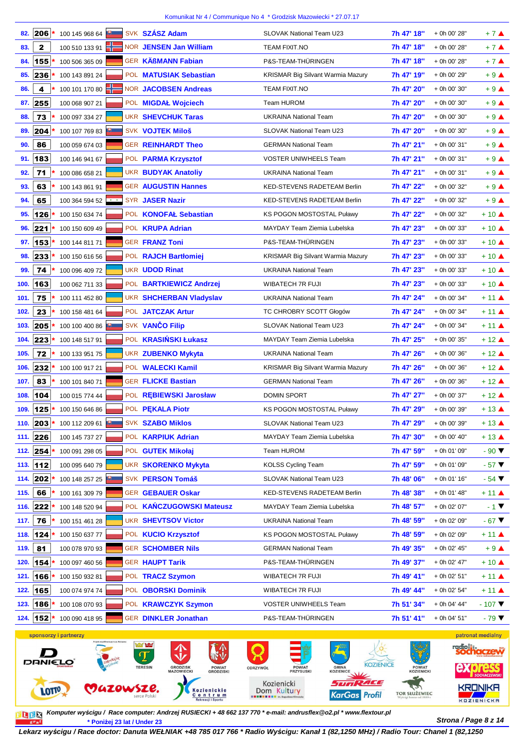Komunikat Nr 4 / Communique No 4 * Grodzisk Mazowiecki * 27.07.17

| Pos. | No. | U23 | UCI ID | Nat. | Name | Team | Time | Gap | +/- |
|---|---|---|---|---|---|---|---|---|---|
| 82. | 206 | * | 100 145 968 64 | SVK | SZÁSZ Adam | SLOVAK National Team U23 | 7h 47' 18" | + 0h 00' 28" | + 7 ▲ |
| 83. | 2 | * | 100 510 133 91 | NOR | JENSEN Jan William | TEAM FIXIT.NO | 7h 47' 18" | + 0h 00' 28" | + 7 ▲ |
| 84. | 155 | * | 100 506 365 09 | GER | KÄßMANN Fabian | P&S-TEAM-THÜRINGEN | 7h 47' 18" | + 0h 00' 28" | + 7 ▲ |
| 85. | 236 | * | 100 143 891 24 | POL | MATUSIAK Sebastian | KRISMAR Big Silvant Warmia Mazury | 7h 47' 19" | + 0h 00' 29" | + 9 ▲ |
| 86. | 4 | * | 100 101 170 80 | NOR | JACOBSEN Andreas | TEAM FIXIT.NO | 7h 47' 20" | + 0h 00' 30" | + 9 ▲ |
| 87. | 255 | | 100 068 907 21 | POL | MIGDAŁ Wojciech | Team HUROM | 7h 47' 20" | + 0h 00' 30" | + 9 ▲ |
| 88. | 73 | * | 100 097 334 27 | UKR | SHEVCHUK Taras | UKRAINA National Team | 7h 47' 20" | + 0h 00' 30" | + 9 ▲ |
| 89. | 204 | * | 100 107 769 83 | SVK | VOJTEK Miloš | SLOVAK National Team U23 | 7h 47' 20" | + 0h 00' 30" | + 9 ▲ |
| 90. | 86 | | 100 059 674 03 | GER | REINHARDT Theo | GERMAN National Team | 7h 47' 21" | + 0h 00' 31" | + 9 ▲ |
| 91. | 183 | | 100 146 941 67 | POL | PARMA Krzysztof | VOSTER UNIWHEELS Team | 7h 47' 21" | + 0h 00' 31" | + 9 ▲ |
| 92. | 71 | | 100 086 658 21 | UKR | BUDYAK Anatoliy | UKRAINA National Team | 7h 47' 21" | + 0h 00' 31" | + 9 ▲ |
| 93. | 63 | * | 100 143 861 91 | GER | AUGUSTIN Hannes | KED-STEVENS RADETEAM Berlin | 7h 47' 22" | + 0h 00' 32" | + 9 ▲ |
| 94. | 65 | | 100 364 594 52 | SYR | JASER Nazir | KED-STEVENS RADETEAM Berlin | 7h 47' 22" | + 0h 00' 32" | + 9 ▲ |
| 95. | 126 | * | 100 150 634 74 | POL | KONOFAŁ Sebastian | KS POGON MOSTOSTAL Puławy | 7h 47' 22" | + 0h 00' 32" | + 10 ▲ |
| 96. | 221 | * | 100 150 609 49 | POL | KRUPA Adrian | MAYDAY Team Ziemia Lubelska | 7h 47' 23" | + 0h 00' 33" | + 10 ▲ |
| 97. | 153 | * | 100 144 811 71 | GER | FRANZ Toni | P&S-TEAM-THÜRINGEN | 7h 47' 23" | + 0h 00' 33" | + 10 ▲ |
| 98. | 233 | * | 100 150 616 56 | POL | RAJCH Bartłomiej | KRISMAR Big Silvant Warmia Mazury | 7h 47' 23" | + 0h 00' 33" | + 10 ▲ |
| 99. | 74 | * | 100 096 409 72 | UKR | UDOD Rinat | UKRAINA National Team | 7h 47' 23" | + 0h 00' 33" | + 10 ▲ |
| 100. | 163 | | 100 062 711 33 | POL | BARTKIEWICZ Andrzej | WIBATECH 7R FUJI | 7h 47' 23" | + 0h 00' 33" | + 10 ▲ |
| 101. | 75 | * | 100 111 452 80 | UKR | SHCHERBAN Vladyslav | UKRAINA National Team | 7h 47' 24" | + 0h 00' 34" | + 11 ▲ |
| 102. | 23 | * | 100 158 481 64 | POL | JATCZAK Artur | TC CHROBRY SCOTT Głogów | 7h 47' 24" | + 0h 00' 34" | + 11 ▲ |
| 103. | 205 | * | 100 100 400 86 | SVK | VANČO Filip | SLOVAK National Team U23 | 7h 47' 24" | + 0h 00' 34" | + 11 ▲ |
| 104. | 223 | * | 100 148 517 91 | POL | KRASIŃSKI Łukasz | MAYDAY Team Ziemia Lubelska | 7h 47' 25" | + 0h 00' 35" | + 12 ▲ |
| 105. | 72 | * | 100 133 951 75 | UKR | ZUBENKO Mykyta | UKRAINA National Team | 7h 47' 26" | + 0h 00' 36" | + 12 ▲ |
| 106. | 232 | * | 100 100 917 21 | POL | WALECKI Kamil | KRISMAR Big Silvant Warmia Mazury | 7h 47' 26" | + 0h 00' 36" | + 12 ▲ |
| 107. | 83 | * | 100 101 840 71 | GER | FLICKE Bastian | GERMAN National Team | 7h 47' 26" | + 0h 00' 36" | + 12 ▲ |
| 108. | 104 | | 100 015 774 44 | POL | RĘBIEWSKI Jarosław | DOMIN SPORT | 7h 47' 27" | + 0h 00' 37" | + 12 ▲ |
| 109. | 125 | * | 100 150 646 86 | POL | PĘKALA Piotr | KS POGON MOSTOSTAL Puławy | 7h 47' 29" | + 0h 00' 39" | + 13 ▲ |
| 110. | 203 | * | 100 112 209 61 | SVK | SZABO Miklos | SLOVAK National Team U23 | 7h 47' 29" | + 0h 00' 39" | + 13 ▲ |
| 111. | 226 | | 100 145 737 27 | POL | KARPIUK Adrian | MAYDAY Team Ziemia Lubelska | 7h 47' 30" | + 0h 00' 40" | + 13 ▲ |
| 112. | 254 | * | 100 091 298 05 | POL | GUTEK Mikołaj | Team HUROM | 7h 47' 59" | + 0h 01' 09" | - 90 ▼ |
| 113. | 112 | | 100 095 640 79 | UKR | SKORENKO Mykyta | KOLSS Cycling Team | 7h 47' 59" | + 0h 01' 09" | - 57 ▼ |
| 114. | 202 | * | 100 148 257 25 | SVK | PERSON Tomáš | SLOVAK National Team U23 | 7h 48' 06" | + 0h 01' 16" | - 54 ▼ |
| 115. | 66 | * | 100 161 309 79 | GER | GEBAUER Oskar | KED-STEVENS RADETEAM Berlin | 7h 48' 38" | + 0h 01' 48" | + 11 ▲ |
| 116. | 222 | * | 100 148 520 94 | POL | KAŃCZUGOWSKI Mateusz | MAYDAY Team Ziemia Lubelska | 7h 48' 57" | + 0h 02' 07" | - 1 ▼ |
| 117. | 76 | * | 100 151 461 28 | UKR | SHEVTSOV Victor | UKRAINA National Team | 7h 48' 59" | + 0h 02' 09" | - 67 ▼ |
| 118. | 124 | * | 100 150 637 77 | POL | KUCIO Krzysztof | KS POGON MOSTOSTAL Puławy | 7h 48' 59" | + 0h 02' 09" | + 11 ▲ |
| 119. | 81 | | 100 078 970 93 | GER | SCHOMBER Nils | GERMAN National Team | 7h 49' 35" | + 0h 02' 45" | + 9 ▲ |
| 120. | 154 | * | 100 097 460 56 | GER | HAUPT Tarik | P&S-TEAM-THÜRINGEN | 7h 49' 37" | + 0h 02' 47" | + 10 ▲ |
| 121. | 166 | * | 100 150 932 81 | POL | TRACZ Szymon | WIBATECH 7R FUJI | 7h 49' 41" | + 0h 02' 51" | + 11 ▲ |
| 122. | 165 | | 100 074 974 74 | POL | OBORSKI Dominik | WIBATECH 7R FUJI | 7h 49' 44" | + 0h 02' 54" | + 11 ▲ |
| 123. | 186 | * | 100 108 070 93 | POL | KRAWCZYK Szymon | VOSTER UNIWHEELS Team | 7h 51' 34" | + 0h 04' 44" | - 107 ▼ |
| 124. | 152 | * | 100 090 418 95 | GER | DINKLER Jonathan | P&S-TEAM-THÜRINGEN | 7h 51' 41" | + 0h 04' 51" | - 79 ▼ |

sponsorzy i partnerzy — patronat medialny

DANIELO, Teresin, Grodzisk Mazowiecki, Powiat Grodziski, Odrzywół, Powiat Przysuski, Gmina Kozienice, Kozienice, Powiat Kozienicki, radio Sochaczew, Express Sochaczewski, LOTTO, Mazowsze serce Polski, Kozienickie Centrum Rekreacji i Sportu, Kozienicki Dom Kultury, SunRace, KarGas, Profil, Tor Służewiec, Kronika Kozienicka

*Komputer wyścigu / Race computer: Andrzej RUSIECKI + 48 662 137 770 * e-mail: andrusflex@o2.pl * www.flextour.pl*

* Poniżej 23 lat / Under 23

*Lekarz wyścigu / Race doctor: Danuta WEŁNIAK +48 785 017 766 * Radio Wyścigu: Kanał 1 (82,1250 MHz) / Radio Tour: Chanel 1 (82,1250*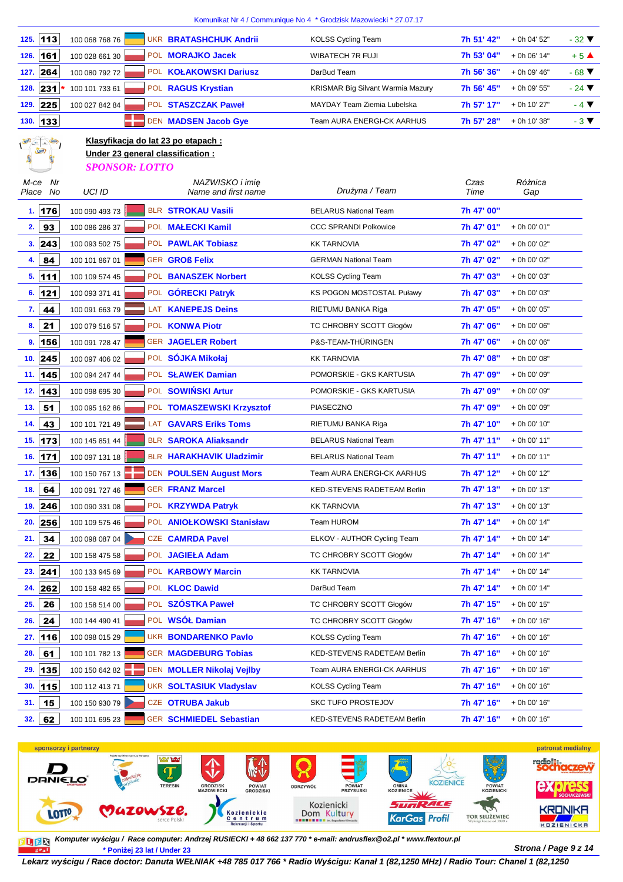| | | | | | | | |
|---|---|---|---|---|---|---|---|
| 125. | 113 | 100 068 768 76 | UKR **BRATASHCHUK Andrii** | KOLSS Cycling Team | 7h 51' 42" | + 0h 04' 52" | - 32 ▼ |
| 126. | 161 | 100 028 661 30 | POL **MORAJKO Jacek** | WIBATECH 7R FUJI | 7h 53' 04" | + 0h 06' 14" | + 5 ▲ |
| 127. | 264 | 100 080 792 72 | POL **KOŁAKOWSKI Dariusz** | DarBud Team | 7h 56' 36" | + 0h 09' 46" | - 68 ▼ |
| 128. | 231 * | 100 101 733 61 | POL **RAGUS Krystian** | KRISMAR Big Silvant Warmia Mazury | 7h 56' 45" | + 0h 09' 55" | - 24 ▼ |
| 129. | 225 | 100 027 842 84 | POL **STASZCZAK Paweł** | MAYDAY Team Ziemia Lubelska | 7h 57' 17" | + 0h 10' 27" | - 4 ▼ |
| 130. | 133 | | DEN **MADSEN Jacob Gye** | Team AURA ENERGI-CK AARHUS | 7h 57' 28" | + 0h 10' 38" | - 3 ▼ |

**Klasyfikacja do lat 23 po etapach :**
**Under 23 general classification :**
*SPONSOR: LOTTO*

| M-ce Place | Nr No | UCI ID | NAZWISKO i imię Name and first name | Drużyna / Team | Czas Time | Różnica Gap |
|---|---|---|---|---|---|---|
| 1. | 176 | 100 090 493 73 | BLR **STROKAU Vasili** | BELARUS National Team | 7h 47' 00" | |
| 2. | 93 | 100 086 286 37 | POL **MAŁECKI Kamil** | CCC SPRANDI Polkowice | 7h 47' 01" | + 0h 00' 01" |
| 3. | 243 | 100 093 502 75 | POL **PAWLAK Tobiasz** | KK TARNOVIA | 7h 47' 02" | + 0h 00' 02" |
| 4. | 84 | 100 101 867 01 | GER **GROß Felix** | GERMAN National Team | 7h 47' 02" | + 0h 00' 02" |
| 5. | 111 | 100 109 574 45 | POL **BANASZEK Norbert** | KOLSS Cycling Team | 7h 47' 03" | + 0h 00' 03" |
| 6. | 121 | 100 093 371 41 | POL **GÓRECKI Patryk** | KS POGON MOSTOSTAL Puławy | 7h 47' 03" | + 0h 00' 03" |
| 7. | 44 | 100 091 663 79 | LAT **KANEPEJS Deins** | RIETUMU BANKA Riga | 7h 47' 05" | + 0h 00' 05" |
| 8. | 21 | 100 079 516 57 | POL **KONWA Piotr** | TC CHROBRY SCOTT Głogów | 7h 47' 06" | + 0h 00' 06" |
| 9. | 156 | 100 091 728 47 | GER **JAGELER Robert** | P&S-TEAM-THÜRINGEN | 7h 47' 06" | + 0h 00' 06" |
| 10. | 245 | 100 097 406 02 | POL **SÓJKA Mikołaj** | KK TARNOVIA | 7h 47' 08" | + 0h 00' 08" |
| 11. | 145 | 100 094 247 44 | POL **SŁAWEK Damian** | POMORSKIE - GKS KARTUSIA | 7h 47' 09" | + 0h 00' 09" |
| 12. | 143 | 100 098 695 30 | POL **SOWIŃSKI Artur** | POMORSKIE - GKS KARTUSIA | 7h 47' 09" | + 0h 00' 09" |
| 13. | 51 | 100 095 162 86 | POL **TOMASZEWSKI Krzysztof** | PIASECZNO | 7h 47' 09" | + 0h 00' 09" |
| 14. | 43 | 100 101 721 49 | LAT **GAVARS Eriks Toms** | RIETUMU BANKA Riga | 7h 47' 10" | + 0h 00' 10" |
| 15. | 173 | 100 145 851 44 | BLR **SAROKA Aliaksandr** | BELARUS National Team | 7h 47' 11" | + 0h 00' 11" |
| 16. | 171 | 100 097 131 18 | BLR **HARAKHAVIK Uladzimir** | BELARUS National Team | 7h 47' 11" | + 0h 00' 11" |
| 17. | 136 | 100 150 767 13 | DEN **POULSEN August Mors** | Team AURA ENERGI-CK AARHUS | 7h 47' 12" | + 0h 00' 12" |
| 18. | 64 | 100 091 727 46 | GER **FRANZ Marcel** | KED-STEVENS RADETEAM Berlin | 7h 47' 13" | + 0h 00' 13" |
| 19. | 246 | 100 090 331 08 | POL **KRZYWDA Patryk** | KK TARNOVIA | 7h 47' 13" | + 0h 00' 13" |
| 20. | 256 | 100 109 575 46 | POL **ANIOŁKOWSKI Stanisław** | Team HUROM | 7h 47' 14" | + 0h 00' 14" |
| 21. | 34 | 100 098 087 04 | CZE **CAMRDA Pavel** | ELKOV - AUTHOR Cycling Team | 7h 47' 14" | + 0h 00' 14" |
| 22. | 22 | 100 158 475 58 | POL **JAGIEŁA Adam** | TC CHROBRY SCOTT Głogów | 7h 47' 14" | + 0h 00' 14" |
| 23. | 241 | 100 133 945 69 | POL **KARBOWY Marcin** | KK TARNOVIA | 7h 47' 14" | + 0h 00' 14" |
| 24. | 262 | 100 158 482 65 | POL **KLOC Dawid** | DarBud Team | 7h 47' 14" | + 0h 00' 14" |
| 25. | 26 | 100 158 514 00 | POL **SZÓSTKA Paweł** | TC CHROBRY SCOTT Głogów | 7h 47' 15" | + 0h 00' 15" |
| 26. | 24 | 100 144 490 41 | POL **WSÓŁ Damian** | TC CHROBRY SCOTT Głogów | 7h 47' 16" | + 0h 00' 16" |
| 27. | 116 | 100 098 015 29 | UKR **BONDARENKO Pavlo** | KOLSS Cycling Team | 7h 47' 16" | + 0h 00' 16" |
| 28. | 61 | 100 101 782 13 | GER **MAGDEBURG Tobias** | KED-STEVENS RADETEAM Berlin | 7h 47' 16" | + 0h 00' 16" |
| 29. | 135 | 100 150 642 82 | DEN **MOLLER Nikolaj Vejlby** | Team AURA ENERGI-CK AARHUS | 7h 47' 16" | + 0h 00' 16" |
| 30. | 115 | 100 112 413 71 | UKR **SOLTASIUK Vladyslav** | KOLSS Cycling Team | 7h 47' 16" | + 0h 00' 16" |
| 31. | 15 | 100 150 930 79 | CZE **OTRUBA Jakub** | SKC TUFO PROSTEJOV | 7h 47' 16" | + 0h 00' 16" |
| 32. | 62 | 100 101 695 23 | GER **SCHMIEDEL Sebastian** | KED-STEVENS RADETEAM Berlin | 7h 47' 16" | + 0h 00' 16" |

sponsorzy i partnerzy — patronat medialny

*Komputer wyścigu / Race computer: Andrzej RUSIECKI + 48 662 137 770 * e-mail: andrusflex@o2.pl * www.flextour.pl*
*** Poniżej 23 lat / Under 23**

**Lekarz wyścigu / Race doctor: Danuta WEŁNIAK +48 785 017 766 * Radio Wyścigu: Kanał 1 (82,1250 MHz) / Radio Tour: Chanel 1 (82,1250**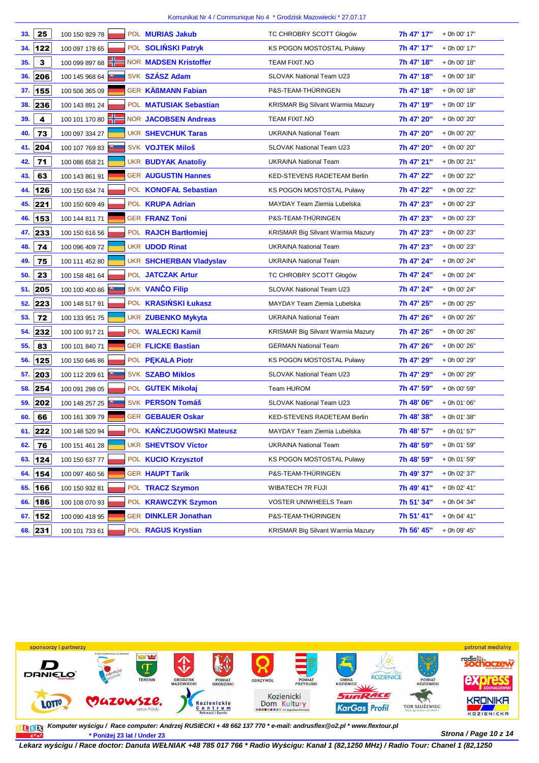Komunikat Nr 4 / Communique No 4 * Grodzisk Mazowiecki * 27.07.17

| Pos. | No | UCI ID | Nat | Name | Team | Time | Gap |
|---|---|---|---|---|---|---|---|
| 33. | 25 | 100 150 929 78 | POL | MURIAS Jakub | TC CHROBRY SCOTT Głogów | 7h 47' 17'' | + 0h 00' 17'' |
| 34. | 122 | 100 097 178 65 | POL | SOLIŃSKI Patryk | KS POGON MOSTOSTAL Puławy | 7h 47' 17'' | + 0h 00' 17'' |
| 35. | 3 | 100 099 897 68 | NOR | MADSEN Kristoffer | TEAM FIXIT.NO | 7h 47' 18'' | + 0h 00' 18'' |
| 36. | 206 | 100 145 968 64 | SVK | SZÁSZ Adam | SLOVAK National Team U23 | 7h 47' 18'' | + 0h 00' 18'' |
| 37. | 155 | 100 506 365 09 | GER | KÄßMANN Fabian | P&S-TEAM-THÜRINGEN | 7h 47' 18'' | + 0h 00' 18'' |
| 38. | 236 | 100 143 891 24 | POL | MATUSIAK Sebastian | KRISMAR Big Silvant Warmia Mazury | 7h 47' 19'' | + 0h 00' 19'' |
| 39. | 4 | 100 101 170 80 | NOR | JACOBSEN Andreas | TEAM FIXIT.NO | 7h 47' 20'' | + 0h 00' 20'' |
| 40. | 73 | 100 097 334 27 | UKR | SHEVCHUK Taras | UKRAINA National Team | 7h 47' 20'' | + 0h 00' 20'' |
| 41. | 204 | 100 107 769 83 | SVK | VOJTEK Miloš | SLOVAK National Team U23 | 7h 47' 20'' | + 0h 00' 20'' |
| 42. | 71 | 100 086 658 21 | UKR | BUDYAK Anatoliy | UKRAINA National Team | 7h 47' 21'' | + 0h 00' 21'' |
| 43. | 63 | 100 143 861 91 | GER | AUGUSTIN Hannes | KED-STEVENS RADETEAM Berlin | 7h 47' 22'' | + 0h 00' 22'' |
| 44. | 126 | 100 150 634 74 | POL | KONOFAŁ Sebastian | KS POGON MOSTOSTAL Puławy | 7h 47' 22'' | + 0h 00' 22'' |
| 45. | 221 | 100 150 609 49 | POL | KRUPA Adrian | MAYDAY Team Ziemia Lubelska | 7h 47' 23'' | + 0h 00' 23'' |
| 46. | 153 | 100 144 811 71 | GER | FRANZ Toni | P&S-TEAM-THÜRINGEN | 7h 47' 23'' | + 0h 00' 23'' |
| 47. | 233 | 100 150 616 56 | POL | RAJCH Bartłomiej | KRISMAR Big Silvant Warmia Mazury | 7h 47' 23'' | + 0h 00' 23'' |
| 48. | 74 | 100 096 409 72 | UKR | UDOD Rinat | UKRAINA National Team | 7h 47' 23'' | + 0h 00' 23'' |
| 49. | 75 | 100 111 452 80 | UKR | SHCHERBAN Vladyslav | UKRAINA National Team | 7h 47' 24'' | + 0h 00' 24'' |
| 50. | 23 | 100 158 481 64 | POL | JATCZAK Artur | TC CHROBRY SCOTT Głogów | 7h 47' 24'' | + 0h 00' 24'' |
| 51. | 205 | 100 100 400 86 | SVK | VANČO Filip | SLOVAK National Team U23 | 7h 47' 24'' | + 0h 00' 24'' |
| 52. | 223 | 100 148 517 91 | POL | KRASIŃSKI Łukasz | MAYDAY Team Ziemia Lubelska | 7h 47' 25'' | + 0h 00' 25'' |
| 53. | 72 | 100 133 951 75 | UKR | ZUBENKO Mykyta | UKRAINA National Team | 7h 47' 26'' | + 0h 00' 26'' |
| 54. | 232 | 100 100 917 21 | POL | WALECKI Kamil | KRISMAR Big Silvant Warmia Mazury | 7h 47' 26'' | + 0h 00' 26'' |
| 55. | 83 | 100 101 840 71 | GER | FLICKE Bastian | GERMAN National Team | 7h 47' 26'' | + 0h 00' 26'' |
| 56. | 125 | 100 150 646 86 | POL | PĘKALA Piotr | KS POGON MOSTOSTAL Puławy | 7h 47' 29'' | + 0h 00' 29'' |
| 57. | 203 | 100 112 209 61 | SVK | SZABO Miklos | SLOVAK National Team U23 | 7h 47' 29'' | + 0h 00' 29'' |
| 58. | 254 | 100 091 298 05 | POL | GUTEK Mikołaj | Team HUROM | 7h 47' 59'' | + 0h 00' 59'' |
| 59. | 202 | 100 148 257 25 | SVK | PERSON Tomáš | SLOVAK National Team U23 | 7h 48' 06'' | + 0h 01' 06'' |
| 60. | 66 | 100 161 309 79 | GER | GEBAUER Oskar | KED-STEVENS RADETEAM Berlin | 7h 48' 38'' | + 0h 01' 38'' |
| 61. | 222 | 100 148 520 94 | POL | KAŃCZUGOWSKI Mateusz | MAYDAY Team Ziemia Lubelska | 7h 48' 57'' | + 0h 01' 57'' |
| 62. | 76 | 100 151 461 28 | UKR | SHEVTSOV Victor | UKRAINA National Team | 7h 48' 59'' | + 0h 01' 59'' |
| 63. | 124 | 100 150 637 77 | POL | KUCIO Krzysztof | KS POGON MOSTOSTAL Puławy | 7h 48' 59'' | + 0h 01' 59'' |
| 64. | 154 | 100 097 460 56 | GER | HAUPT Tarik | P&S-TEAM-THÜRINGEN | 7h 49' 37'' | + 0h 02' 37'' |
| 65. | 166 | 100 150 932 81 | POL | TRACZ Szymon | WIBATECH 7R FUJI | 7h 49' 41'' | + 0h 02' 41'' |
| 66. | 186 | 100 108 070 93 | POL | KRAWCZYK Szymon | VOSTER UNIWHEELS Team | 7h 51' 34'' | + 0h 04' 34'' |
| 67. | 152 | 100 090 418 95 | GER | DINKLER Jonathan | P&S-TEAM-THÜRINGEN | 7h 51' 41'' | + 0h 04' 41'' |
| 68. | 231 | 100 101 733 61 | POL | RAGUS Krystian | KRISMAR Big Silvant Warmia Mazury | 7h 56' 45'' | + 0h 09' 45'' |

sponsorzy i partnerzy — patronat medialny

*Komputer wyścigu / Race computer: Andrzej RUSIECKI + 48 662 137 770 * e-mail: andrusflex@o2.pl * www.flextour.pl*

* Poniżej 23 lat / Under 23

*Lekarz wyścigu / Race doctor: Danuta WEŁNIAK +48 785 017 766 * Radio Wyścigu: Kanał 1 (82,1250 MHz) / Radio Tour: Chanel 1 (82,1250*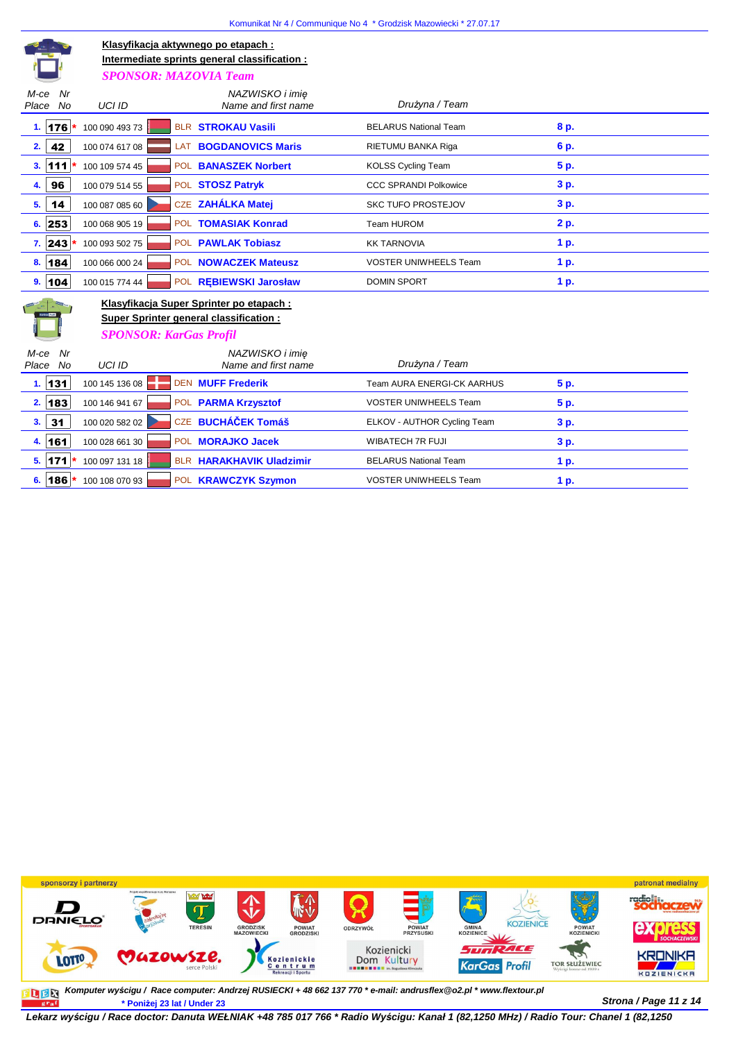**Klasyfikacja aktywnego po etapach :**
**Intermediate sprints general classification :**
*SPONSOR: MAZOVIA Team*

| M-ce Place | Nr No | UCI ID | | NAZWISKO i imię Name and first name | Drużyna / Team | |
|---|---|---|---|---|---|---|
| 1. | 176* | 100 090 493 73 | BLR | STROKAU Vasili | BELARUS National Team | 8 p. |
| 2. | 42 | 100 074 617 08 | LAT | BOGDANOVICS Maris | RIETUMU BANKA Riga | 6 p. |
| 3. | 111* | 100 109 574 45 | POL | BANASZEK Norbert | KOLSS Cycling Team | 5 p. |
| 4. | 96 | 100 079 514 55 | POL | STOSZ Patryk | CCC SPRANDI Polkowice | 3 p. |
| 5. | 14 | 100 087 085 60 | CZE | ZAHÁLKA Matej | SKC TUFO PROSTEJOV | 3 p. |
| 6. | 253 | 100 068 905 19 | POL | TOMASIAK Konrad | Team HUROM | 2 p. |
| 7. | 243* | 100 093 502 75 | POL | PAWLAK Tobiasz | KK TARNOVIA | 1 p. |
| 8. | 184 | 100 066 000 24 | POL | NOWACZEK Mateusz | VOSTER UNIWHEELS Team | 1 p. |
| 9. | 104 | 100 015 774 44 | POL | RĘBIEWSKI Jarosław | DOMIN SPORT | 1 p. |

**Klasyfikacja Super Sprinter po etapach :**
**Super Sprinter general classification :**
*SPONSOR: KarGas Profil*

| M-ce Place | Nr No | UCI ID | | NAZWISKO i imię Name and first name | Drużyna / Team | |
|---|---|---|---|---|---|---|
| 1. | 131 | 100 145 136 08 | DEN | MUFF Frederik | Team AURA ENERGI-CK AARHUS | 5 p. |
| 2. | 183 | 100 146 941 67 | POL | PARMA Krzysztof | VOSTER UNIWHEELS Team | 5 p. |
| 3. | 31 | 100 020 582 02 | CZE | BUCHÁČEK Tomáš | ELKOV - AUTHOR Cycling Team | 3 p. |
| 4. | 161 | 100 028 661 30 | POL | MORAJKO Jacek | WIBATECH 7R FUJI | 3 p. |
| 5. | 171* | 100 097 131 18 | BLR | HARAKHAVIK Uladzimir | BELARUS National Team | 1 p. |
| 6. | 186* | 100 108 070 93 | POL | KRAWCZYK Szymon | VOSTER UNIWHEELS Team | 1 p. |

*Komputer wyścigu / Race computer: Andrzej RUSIECKI + 48 662 137 770 * e-mail: andrusflex@o2.pl * www.flextour.pl*

*** Poniżej 23 lat / Under 23**

***Lekarz wyścigu / Race doctor: Danuta WEŁNIAK +48 785 017 766 * Radio Wyścigu: Kanał 1 (82,1250 MHz) / Radio Tour: Chanel 1 (82,1250***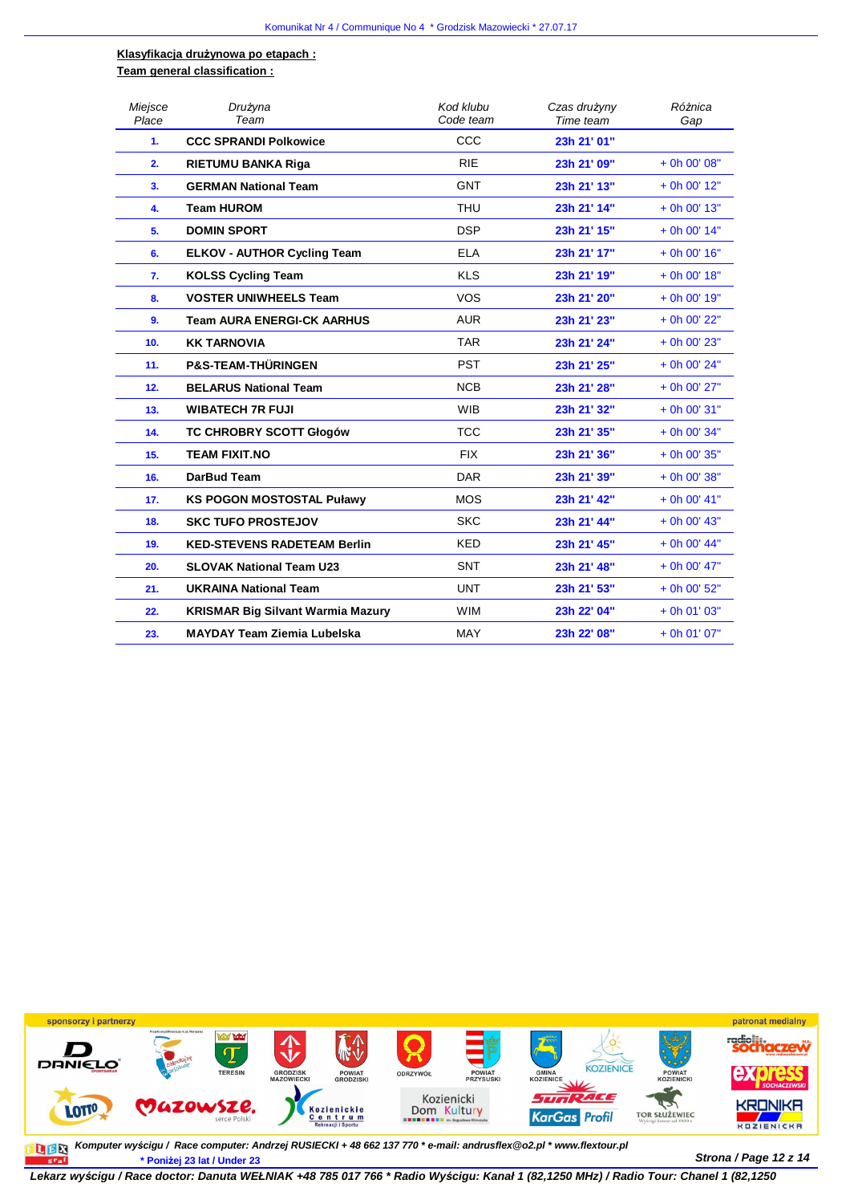**Klasyfikacja drużynowa po etapach :**

**Team general classification :**

| Miejsce Place | Drużyna Team | Kod klubu Code team | Czas drużyny Time team | Różnica Gap |
|---|---|---|---|---|
| 1. | CCC SPRANDI Polkowice | CCC | 23h 21' 01" | |
| 2. | RIETUMU BANKA Riga | RIE | 23h 21' 09" | + 0h 00' 08" |
| 3. | GERMAN National Team | GNT | 23h 21' 13" | + 0h 00' 12" |
| 4. | Team HUROM | THU | 23h 21' 14" | + 0h 00' 13" |
| 5. | DOMIN SPORT | DSP | 23h 21' 15" | + 0h 00' 14" |
| 6. | ELKOV - AUTHOR Cycling Team | ELA | 23h 21' 17" | + 0h 00' 16" |
| 7. | KOLSS Cycling Team | KLS | 23h 21' 19" | + 0h 00' 18" |
| 8. | VOSTER UNIWHEELS Team | VOS | 23h 21' 20" | + 0h 00' 19" |
| 9. | Team AURA ENERGI-CK AARHUS | AUR | 23h 21' 23" | + 0h 00' 22" |
| 10. | KK TARNOVIA | TAR | 23h 21' 24" | + 0h 00' 23" |
| 11. | P&S-TEAM-THÜRINGEN | PST | 23h 21' 25" | + 0h 00' 24" |
| 12. | BELARUS National Team | NCB | 23h 21' 28" | + 0h 00' 27" |
| 13. | WIBATECH 7R FUJI | WIB | 23h 21' 32" | + 0h 00' 31" |
| 14. | TC CHROBRY SCOTT Głogów | TCC | 23h 21' 35" | + 0h 00' 34" |
| 15. | TEAM FIXIT.NO | FIX | 23h 21' 36" | + 0h 00' 35" |
| 16. | DarBud Team | DAR | 23h 21' 39" | + 0h 00' 38" |
| 17. | KS POGON MOSTOSTAL Puławy | MOS | 23h 21' 42" | + 0h 00' 41" |
| 18. | SKC TUFO PROSTEJOV | SKC | 23h 21' 44" | + 0h 00' 43" |
| 19. | KED-STEVENS RADETEAM Berlin | KED | 23h 21' 45" | + 0h 00' 44" |
| 20. | SLOVAK National Team U23 | SNT | 23h 21' 48" | + 0h 00' 47" |
| 21. | UKRAINA National Team | UNT | 23h 21' 53" | + 0h 00' 52" |
| 22. | KRISMAR Big Silvant Warmia Mazury | WIM | 23h 22' 04" | + 0h 01' 03" |
| 23. | MAYDAY Team Ziemia Lubelska | MAY | 23h 22' 08" | + 0h 01' 07" |

*Komputer wyścigu / Race computer: Andrzej RUSIECKI + 48 662 137 770 * e-mail: andrusflex@o2.pl * www.flextour.pl*

\* Poniżej 23 lat / Under 23

*Lekarz wyścigu / Race doctor: Danuta WEŁNIAK +48 785 017 766 * Radio Wyścigu: Kanał 1 (82,1250 MHz) / Radio Tour: Chanel 1 (82,1250*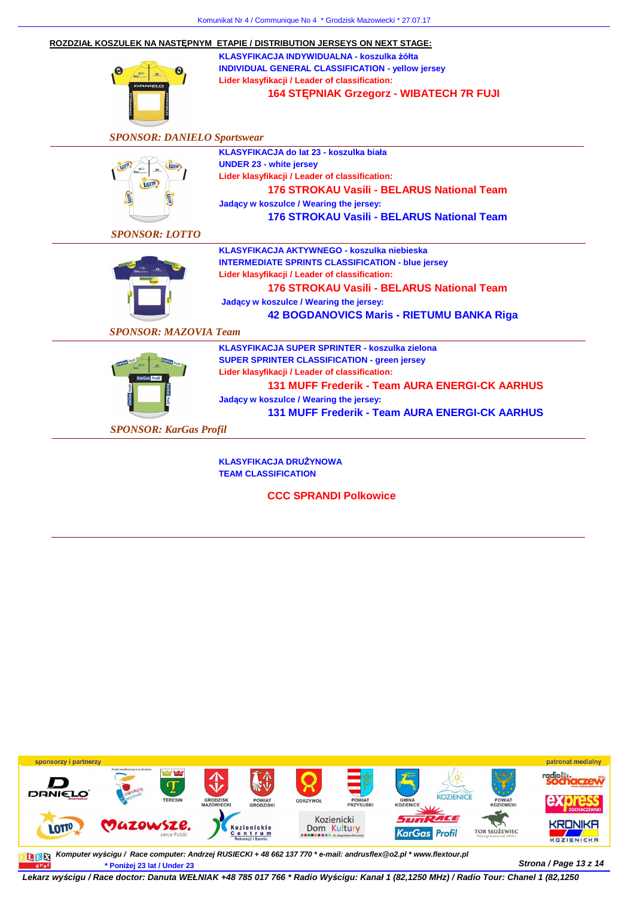## ROZDZIAŁ KOSZULEK NA NASTĘPNYM ETAPIE / DISTRIBUTION JERSEYS ON NEXT STAGE:

**KLASYFIKACJA INDYWIDUALNA - koszulka żółta**
**INDIVIDUAL GENERAL CLASSIFICATION - yellow jersey**
**Lider klasyfikacji / Leader of classification:**

**164 STĘPNIAK Grzegorz - WIBATECH 7R FUJI**

*SPONSOR: DANIELO Sportswear*

---

**KLASYFIKACJA do lat 23 - koszulka biała**
**UNDER 23 - white jersey**
**Lider klasyfikacji / Leader of classification:**

**176 STROKAU Vasili - BELARUS National Team**

**Jadący w koszulce / Wearing the jersey:**

**176 STROKAU Vasili - BELARUS National Team**

*SPONSOR: LOTTO*

---

**KLASYFIKACJA AKTYWNEGO - koszulka niebieska**
**INTERMEDIATE SPRINTS CLASSIFICATION - blue jersey**
**Lider klasyfikacji / Leader of classification:**

**176 STROKAU Vasili - BELARUS National Team**

**Jadący w koszulce / Wearing the jersey:**

**42 BOGDANOVICS Maris - RIETUMU BANKA Riga**

*SPONSOR: MAZOVIA Team*

---

**KLASYFIKACJA SUPER SPRINTER - koszulka zielona**
**SUPER SPRINTER CLASSIFICATION - green jersey**
**Lider klasyfikacji / Leader of classification:**

**131 MUFF Frederik - Team AURA ENERGI-CK AARHUS**

**Jadący w koszulce / Wearing the jersey:**

**131 MUFF Frederik - Team AURA ENERGI-CK AARHUS**

*SPONSOR: KarGas Profil*

---

**KLASYFIKACJA DRUŻYNOWA**
**TEAM CLASSIFICATION**

**CCC SPRANDI Polkowice**

---

*Komputer wyścigu / Race computer: Andrzej RUSIECKI + 48 662 137 770 * e-mail: andrusflex@o2.pl * www.flextour.pl*

* Poniżej 23 lat / Under 23

*Lekarz wyścigu / Race doctor: Danuta WEŁNIAK +48 785 017 766 * Radio Wyścigu: Kanał 1 (82,1250 MHz) / Radio Tour: Chanel 1 (82,1250*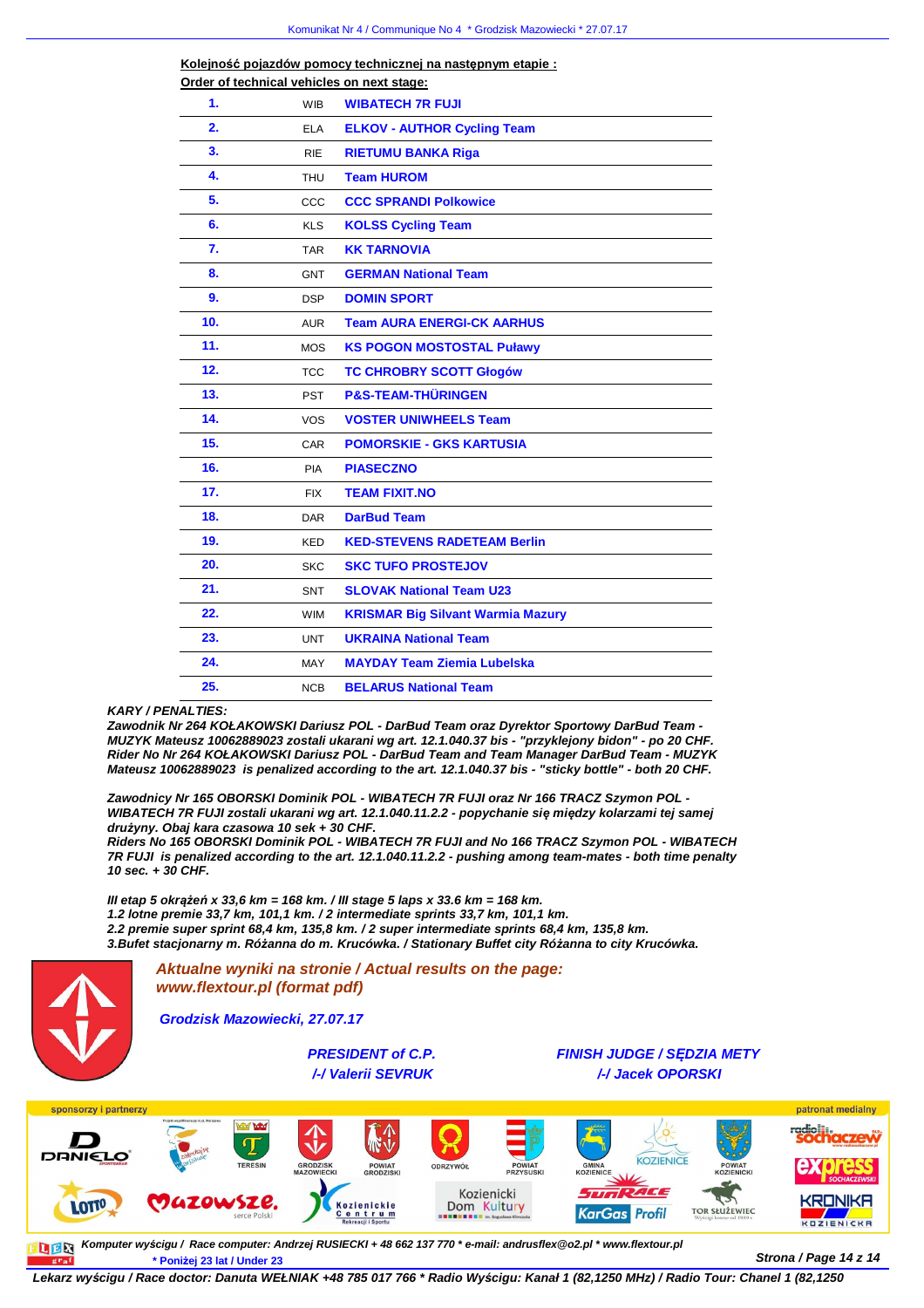**Kolejność pojazdów pomocy technicznej na następnym etapie :**
**Order of technical vehicles on next stage:**

| | | |
|---|---|---|
| 1. | WIB | WIBATECH 7R FUJI |
| 2. | ELA | ELKOV - AUTHOR Cycling Team |
| 3. | RIE | RIETUMU BANKA Riga |
| 4. | THU | Team HUROM |
| 5. | CCC | CCC SPRANDI Polkowice |
| 6. | KLS | KOLSS Cycling Team |
| 7. | TAR | KK TARNOVIA |
| 8. | GNT | GERMAN National Team |
| 9. | DSP | DOMIN SPORT |
| 10. | AUR | Team AURA ENERGI-CK AARHUS |
| 11. | MOS | KS POGON MOSTOSTAL Puławy |
| 12. | TCC | TC CHROBRY SCOTT Głogów |
| 13. | PST | P&S-TEAM-THÜRINGEN |
| 14. | VOS | VOSTER UNIWHEELS Team |
| 15. | CAR | POMORSKIE - GKS KARTUSIA |
| 16. | PIA | PIASECZNO |
| 17. | FIX | TEAM FIXIT.NO |
| 18. | DAR | DarBud Team |
| 19. | KED | KED-STEVENS RADETEAM Berlin |
| 20. | SKC | SKC TUFO PROSTEJOV |
| 21. | SNT | SLOVAK National Team U23 |
| 22. | WIM | KRISMAR Big Silvant Warmia Mazury |
| 23. | UNT | UKRAINA National Team |
| 24. | MAY | MAYDAY Team Ziemia Lubelska |
| 25. | NCB | BELARUS National Team |

***KARY / PENALTIES:***

***Zawodnik Nr 264 KOŁAKOWSKI Dariusz POL - DarBud Team oraz Dyrektor Sportowy DarBud Team - MUZYK Mateusz 10062889023 zostali ukarani wg art. 12.1.040.37 bis - "przyklejony bidon" - po 20 CHF.***
***Rider No Nr 264 KOŁAKOWSKI Dariusz POL - DarBud Team and Team Manager DarBud Team - MUZYK Mateusz 10062889023 is penalized according to the art. 12.1.040.37 bis - "sticky bottle" - both 20 CHF.***

***Zawodnicy Nr 165 OBORSKI Dominik POL - WIBATECH 7R FUJI oraz Nr 166 TRACZ Szymon POL - WIBATECH 7R FUJI zostali ukarani wg art. 12.1.040.11.2.2 - popychanie się między kolarzami tej samej drużyny. Obaj kara czasowa 10 sek + 30 CHF.***
***Riders No 165 OBORSKI Dominik POL - WIBATECH 7R FUJI and No 166 TRACZ Szymon POL - WIBATECH 7R FUJI is penalized according to the art. 12.1.040.11.2.2 - pushing among team-mates - both time penalty 10 sec. + 30 CHF.***

***III etap 5 okrążeń x 33,6 km = 168 km. / III stage 5 laps x 33.6 km = 168 km.***
***1.2 lotne premie 33,7 km, 101,1 km. / 2 intermediate sprints 33,7 km, 101,1 km.***
***2.2 premie super sprint 68,4 km, 135,8 km. / 2 super intermediate sprints 68,4 km, 135,8 km.***
***3.Bufet stacjonarny m. Różanna do m. Krucówka. / Stationary Buffet city Różanna to city Krucówka.***

***Aktualne wyniki na stronie / Actual results on the page:***
***www.flextour.pl (format pdf)***

***Grodzisk Mazowiecki, 27.07.17***

***PRESIDENT of C.P.***
***/-/ Valerii SEVRUK***

***FINISH JUDGE / SĘDZIA METY***
***/-/ Jacek OPORSKI***

sponsorzy i partnerzy — patronat medialny

***Komputer wyścigu / Race computer: Andrzej RUSIECKI + 48 662 137 770 * e-mail: andrusflex@o2.pl * www.flextour.pl***
*** Poniżej 23 lat / Under 23**

***Lekarz wyścigu / Race doctor: Danuta WEŁNIAK +48 785 017 766 * Radio Wyścigu: Kanał 1 (82,1250 MHz) / Radio Tour: Chanel 1 (82,1250***